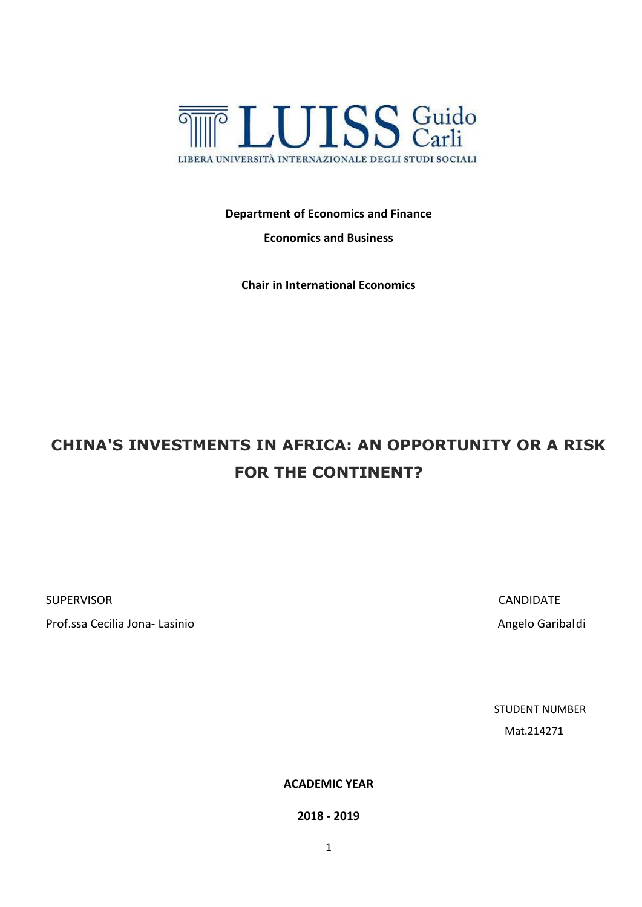LUISS Guido Carli

LIBERA UNIVERSITÀ INTERNAZIONALE DEGLI STUDI SOCIALI

**Department of Economics and Finance**

**Economics and Business**

**Chair in International Economics**

# CHINA'S INVESTMENTS IN AFRICA: AN OPPORTUNITY OR A RISK FOR THE CONTINENT?

SUPERVISOR

Prof.ssa Cecilia Jona- Lasinio

CANDIDATE

Angelo Garibaldi

STUDENT NUMBER

Mat.214271

**ACADEMIC YEAR**

**2018 - 2019**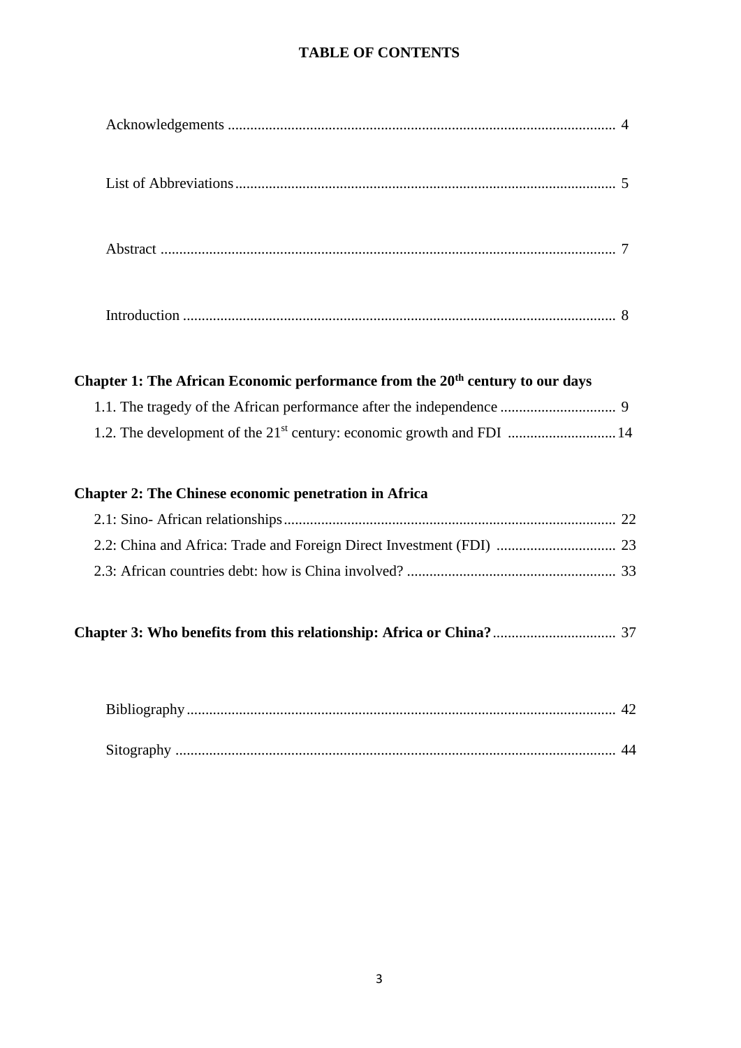# TABLE OF CONTENTS

Acknowledgements ........................................................................................................ 4

List of Abbreviations...................................................................................................... 5

Abstract .......................................................................................................................... 7

Introduction .................................................................................................................... 8

**Chapter 1: The African Economic performance from the 20th century to our days**

1.1. The tragedy of the African performance after the independence ............................... 9

1.2. The development of the 21st century: economic growth and FDI ............................. 14

**Chapter 2: The Chinese economic penetration in Africa**

2.1: Sino- African relationships ......................................................................................... 22

2.2: China and Africa: Trade and Foreign Direct Investment (FDI) ................................ 23

2.3: African countries debt: how is China involved? ........................................................ 33

**Chapter 3: Who benefits from this relationship: Africa or China?** ................................ 37

Bibliography .................................................................................................................. 42

Sitography ...................................................................................................................... 44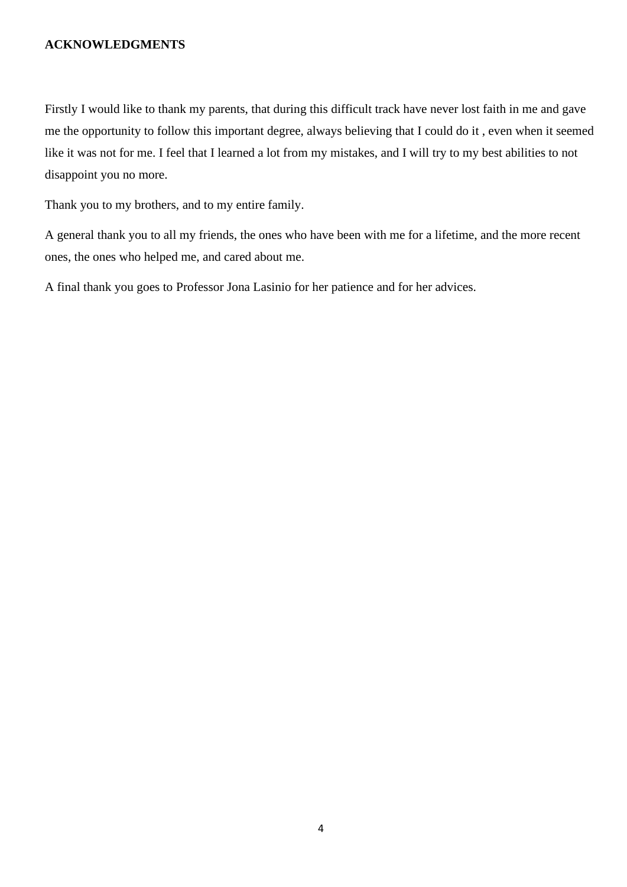**ACKNOWLEDGMENTS**

Firstly I would like to thank my parents, that during this difficult track have never lost faith in me and gave me the opportunity to follow this important degree, always believing that I could do it , even when it seemed like it was not for me. I feel that I learned a lot from my mistakes, and I will try to my best abilities to not disappoint you no more.

Thank you to my brothers, and to my entire family.

A general thank you to all my friends, the ones who have been with me for a lifetime, and the more recent ones, the ones who helped me, and cared about me.

A final thank you goes to Professor Jona Lasinio for her patience and for her advices.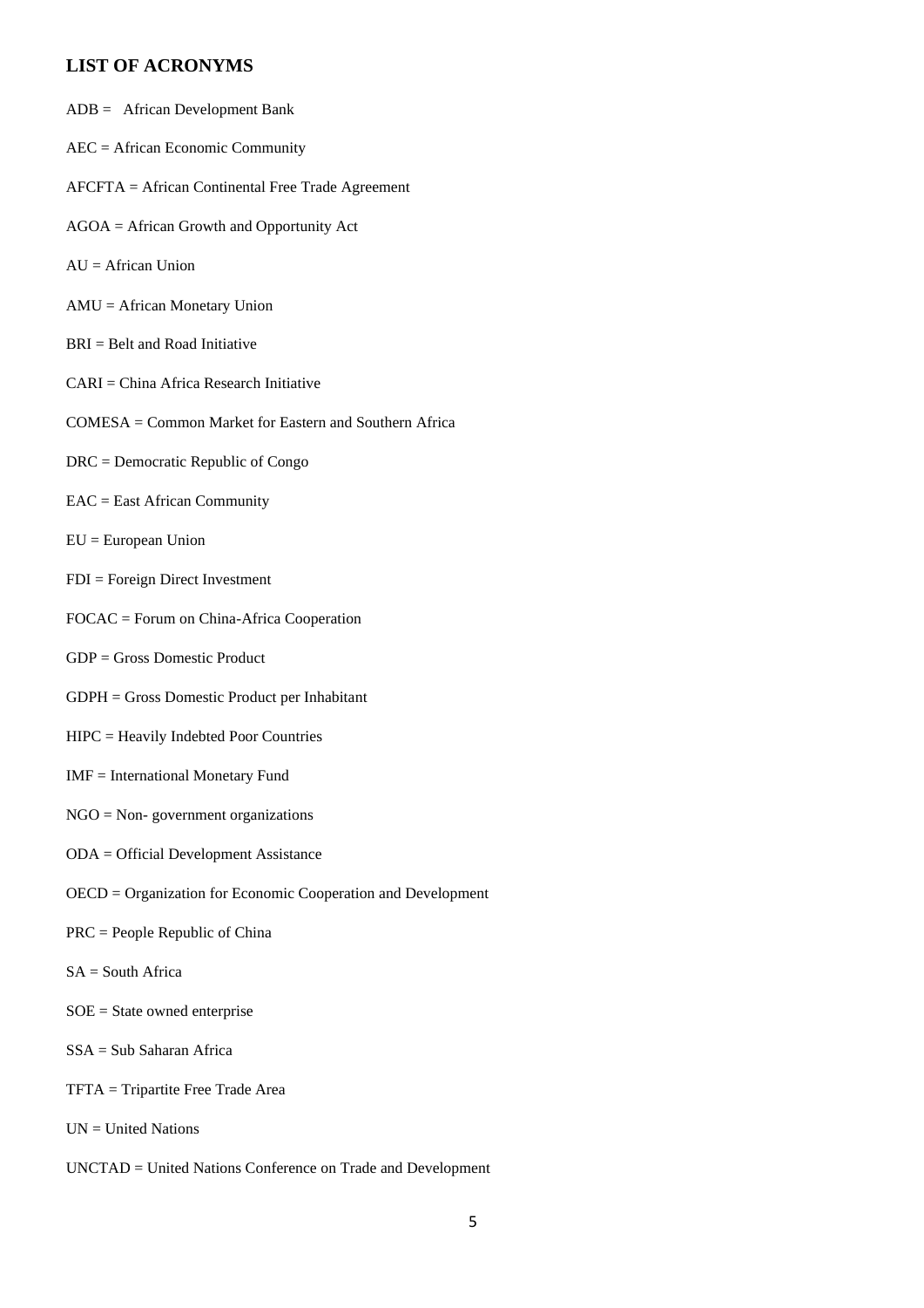## LIST OF ACRONYMS

ADB = African Development Bank

AEC = African Economic Community

AFCFTA = African Continental Free Trade Agreement

AGOA = African Growth and Opportunity Act

AU = African Union

AMU = African Monetary Union

BRI = Belt and Road Initiative

CARI = China Africa Research Initiative

COMESA = Common Market for Eastern and Southern Africa

DRC = Democratic Republic of Congo

EAC = East African Community

EU = European Union

FDI = Foreign Direct Investment

FOCAC = Forum on China-Africa Cooperation

GDP = Gross Domestic Product

GDPH = Gross Domestic Product per Inhabitant

HIPC = Heavily Indebted Poor Countries

IMF = International Monetary Fund

NGO = Non- government organizations

ODA = Official Development Assistance

OECD = Organization for Economic Cooperation and Development

PRC = People Republic of China

SA = South Africa

SOE = State owned enterprise

SSA = Sub Saharan Africa

TFTA = Tripartite Free Trade Area

UN = United Nations

UNCTAD = United Nations Conference on Trade and Development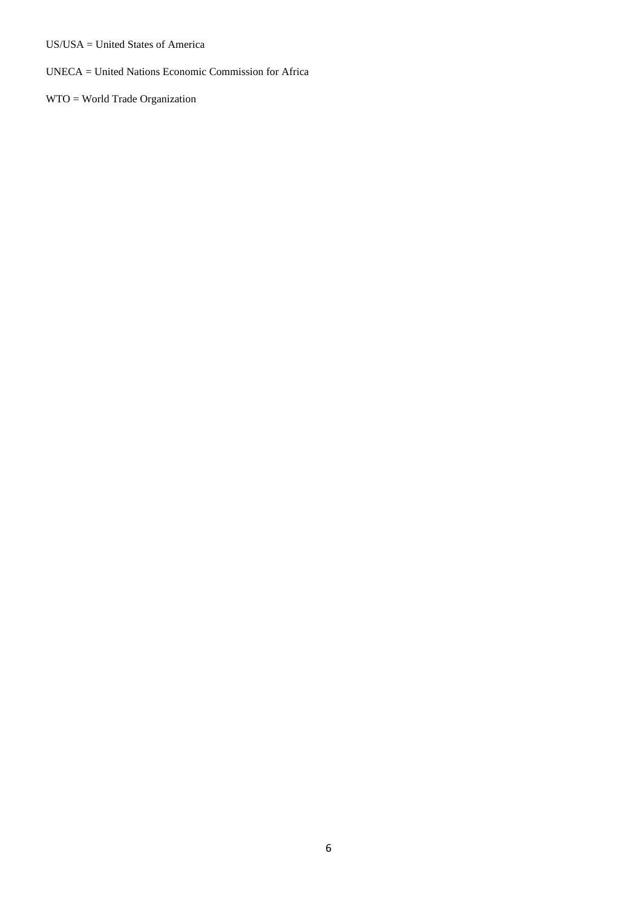US/USA = United States of America

UNECA = United Nations Economic Commission for Africa

WTO = World Trade Organization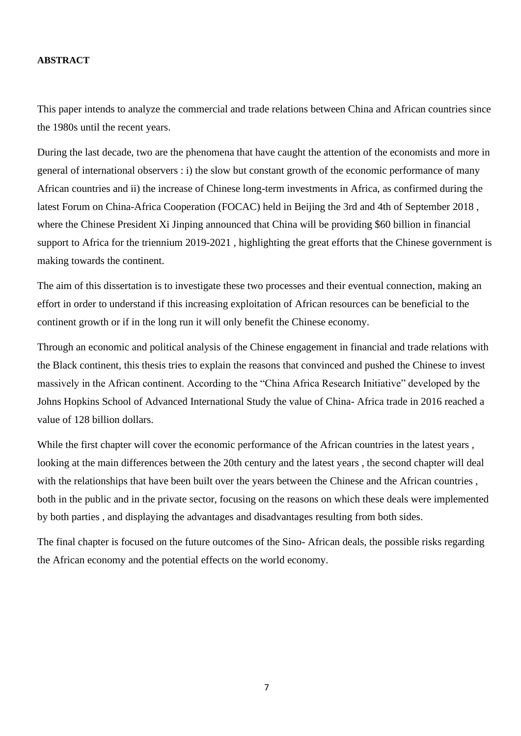**ABSTRACT**

This paper intends to analyze the commercial and trade relations between China and African countries since the 1980s until the recent years.

During the last decade, two are the phenomena that have caught the attention of the economists and more in general of international observers : i) the slow but constant growth of the economic performance of many African countries and ii) the increase of Chinese long-term investments in Africa, as confirmed during the latest Forum on China-Africa Cooperation (FOCAC) held in Beijing the 3rd and 4th of September 2018 , where the Chinese President Xi Jinping announced that China will be providing $60 billion in financial support to Africa for the triennium 2019-2021 , highlighting the great efforts that the Chinese government is making towards the continent.

The aim of this dissertation is to investigate these two processes and their eventual connection, making an effort in order to understand if this increasing exploitation of African resources can be beneficial to the continent growth or if in the long run it will only benefit the Chinese economy.

Through an economic and political analysis of the Chinese engagement in financial and trade relations with the Black continent, this thesis tries to explain the reasons that convinced and pushed the Chinese to invest massively in the African continent. According to the "China Africa Research Initiative" developed by the Johns Hopkins School of Advanced International Study the value of China- Africa trade in 2016 reached a value of 128 billion dollars.

While the first chapter will cover the economic performance of the African countries in the latest years , looking at the main differences between the 20th century and the latest years , the second chapter will deal with the relationships that have been built over the years between the Chinese and the African countries , both in the public and in the private sector, focusing on the reasons on which these deals were implemented by both parties , and displaying the advantages and disadvantages resulting from both sides.

The final chapter is focused on the future outcomes of the Sino- African deals, the possible risks regarding the African economy and the potential effects on the world economy.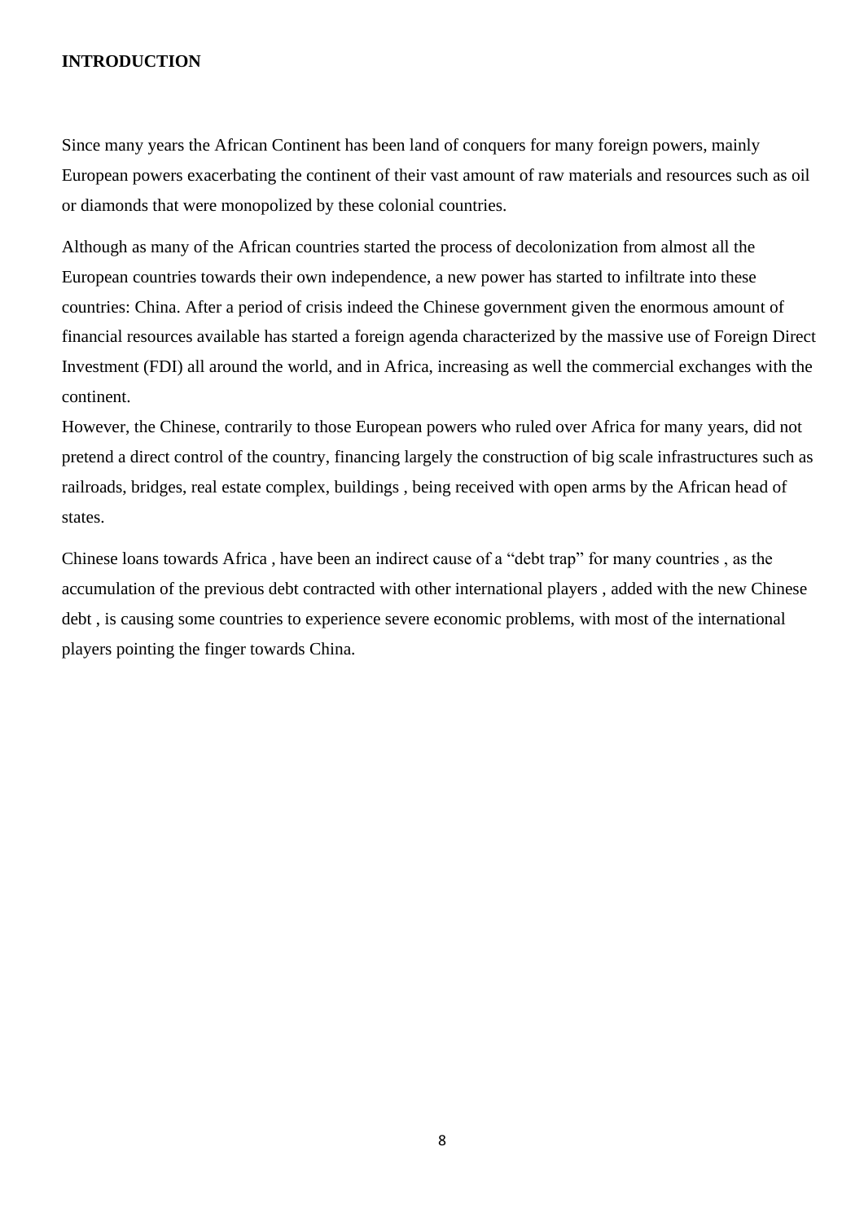**INTRODUCTION**

Since many years the African Continent has been land of conquers for many foreign powers, mainly European powers exacerbating the continent of their vast amount of raw materials and resources such as oil or diamonds that were monopolized by these colonial countries.

Although as many of the African countries started the process of decolonization from almost all the European countries towards their own independence, a new power has started to infiltrate into these countries: China. After a period of crisis indeed the Chinese government given the enormous amount of financial resources available has started a foreign agenda characterized by the massive use of Foreign Direct Investment (FDI) all around the world, and in Africa, increasing as well the commercial exchanges with the continent.

However, the Chinese, contrarily to those European powers who ruled over Africa for many years, did not pretend a direct control of the country, financing largely the construction of big scale infrastructures such as railroads, bridges, real estate complex, buildings , being received with open arms by the African head of states.

Chinese loans towards Africa , have been an indirect cause of a "debt trap" for many countries , as the accumulation of the previous debt contracted with other international players , added with the new Chinese debt , is causing some countries to experience severe economic problems, with most of the international players pointing the finger towards China.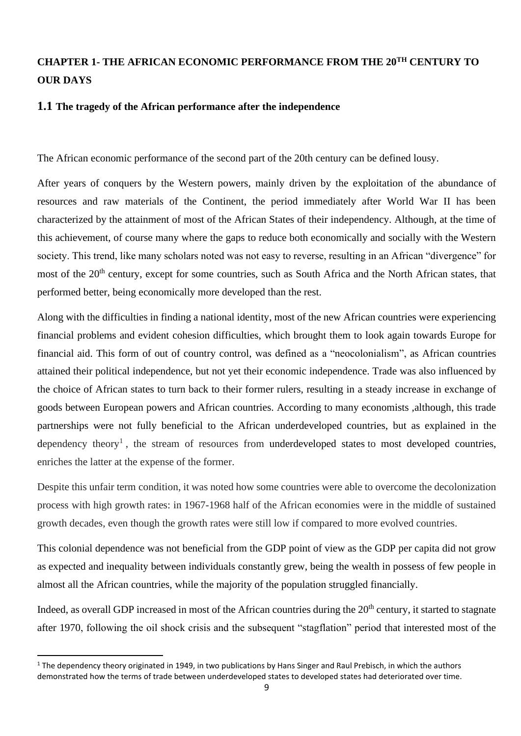# CHAPTER 1- THE AFRICAN ECONOMIC PERFORMANCE FROM THE 20TH CENTURY TO OUR DAYS

## 1.1 The tragedy of the African performance after the independence

The African economic performance of the second part of the 20th century can be defined lousy.

After years of conquers by the Western powers, mainly driven by the exploitation of the abundance of resources and raw materials of the Continent, the period immediately after World War II has been characterized by the attainment of most of the African States of their independency. Although, at the time of this achievement, of course many where the gaps to reduce both economically and socially with the Western society. This trend, like many scholars noted was not easy to reverse, resulting in an African "divergence" for most of the 20th century, except for some countries, such as South Africa and the North African states, that performed better, being economically more developed than the rest.

Along with the difficulties in finding a national identity, most of the new African countries were experiencing financial problems and evident cohesion difficulties, which brought them to look again towards Europe for financial aid. This form of out of country control, was defined as a "neocolonialism", as African countries attained their political independence, but not yet their economic independence. Trade was also influenced by the choice of African states to turn back to their former rulers, resulting in a steady increase in exchange of goods between European powers and African countries. According to many economists ,although, this trade partnerships were not fully beneficial to the African underdeveloped countries, but as explained in the dependency theory[1] , the stream of resources from underdeveloped states to most developed countries, enriches the latter at the expense of the former.

Despite this unfair term condition, it was noted how some countries were able to overcome the decolonization process with high growth rates: in 1967-1968 half of the African economies were in the middle of sustained growth decades, even though the growth rates were still low if compared to more evolved countries.

This colonial dependence was not beneficial from the GDP point of view as the GDP per capita did not grow as expected and inequality between individuals constantly grew, being the wealth in possess of few people in almost all the African countries, while the majority of the population struggled financially.

Indeed, as overall GDP increased in most of the African countries during the 20th century, it started to stagnate after 1970, following the oil shock crisis and the subsequent "stagflation" period that interested most of the

[1] The dependency theory originated in 1949, in two publications by Hans Singer and Raul Prebisch, in which the authors demonstrated how the terms of trade between underdeveloped states to developed states had deteriorated over time.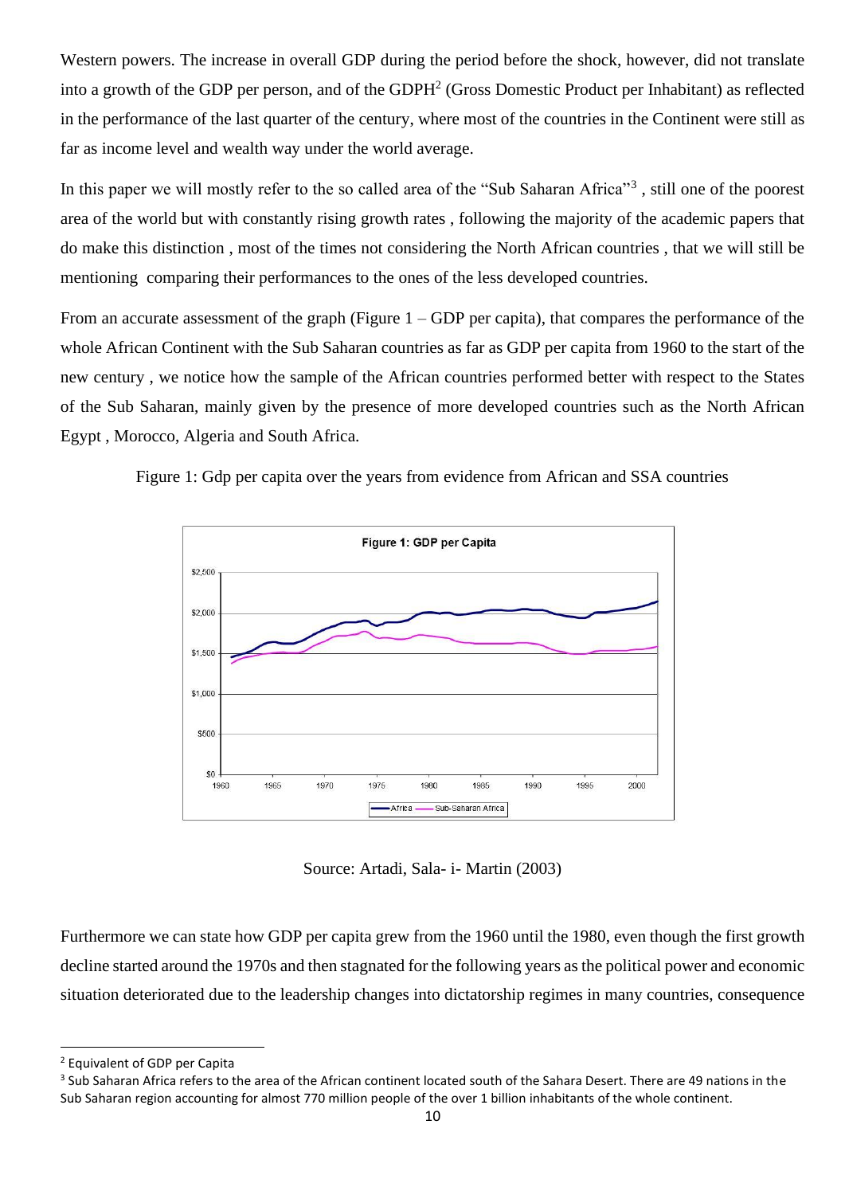Western powers. The increase in overall GDP during the period before the shock, however, did not translate into a growth of the GDP per person, and of the GDPH[2] (Gross Domestic Product per Inhabitant) as reflected in the performance of the last quarter of the century, where most of the countries in the Continent were still as far as income level and wealth way under the world average.

In this paper we will mostly refer to the so called area of the "Sub Saharan Africa"[3] , still one of the poorest area of the world but with constantly rising growth rates , following the majority of the academic papers that do make this distinction , most of the times not considering the North African countries , that we will still be mentioning comparing their performances to the ones of the less developed countries.

From an accurate assessment of the graph (Figure 1 – GDP per capita), that compares the performance of the whole African Continent with the Sub Saharan countries as far as GDP per capita from 1960 to the start of the new century , we notice how the sample of the African countries performed better with respect to the States of the Sub Saharan, mainly given by the presence of more developed countries such as the North African Egypt , Morocco, Algeria and South Africa.

Figure 1: Gdp per capita over the years from evidence from African and SSA countries

Source: Artadi, Sala- i- Martin (2003)

Furthermore we can state how GDP per capita grew from the 1960 until the 1980, even though the first growth decline started around the 1970s and then stagnated for the following years as the political power and economic situation deteriorated due to the leadership changes into dictatorship regimes in many countries, consequence

[2] Equivalent of GDP per Capita

[3] Sub Saharan Africa refers to the area of the African continent located south of the Sahara Desert. There are 49 nations in the Sub Saharan region accounting for almost 770 million people of the over 1 billion inhabitants of the whole continent.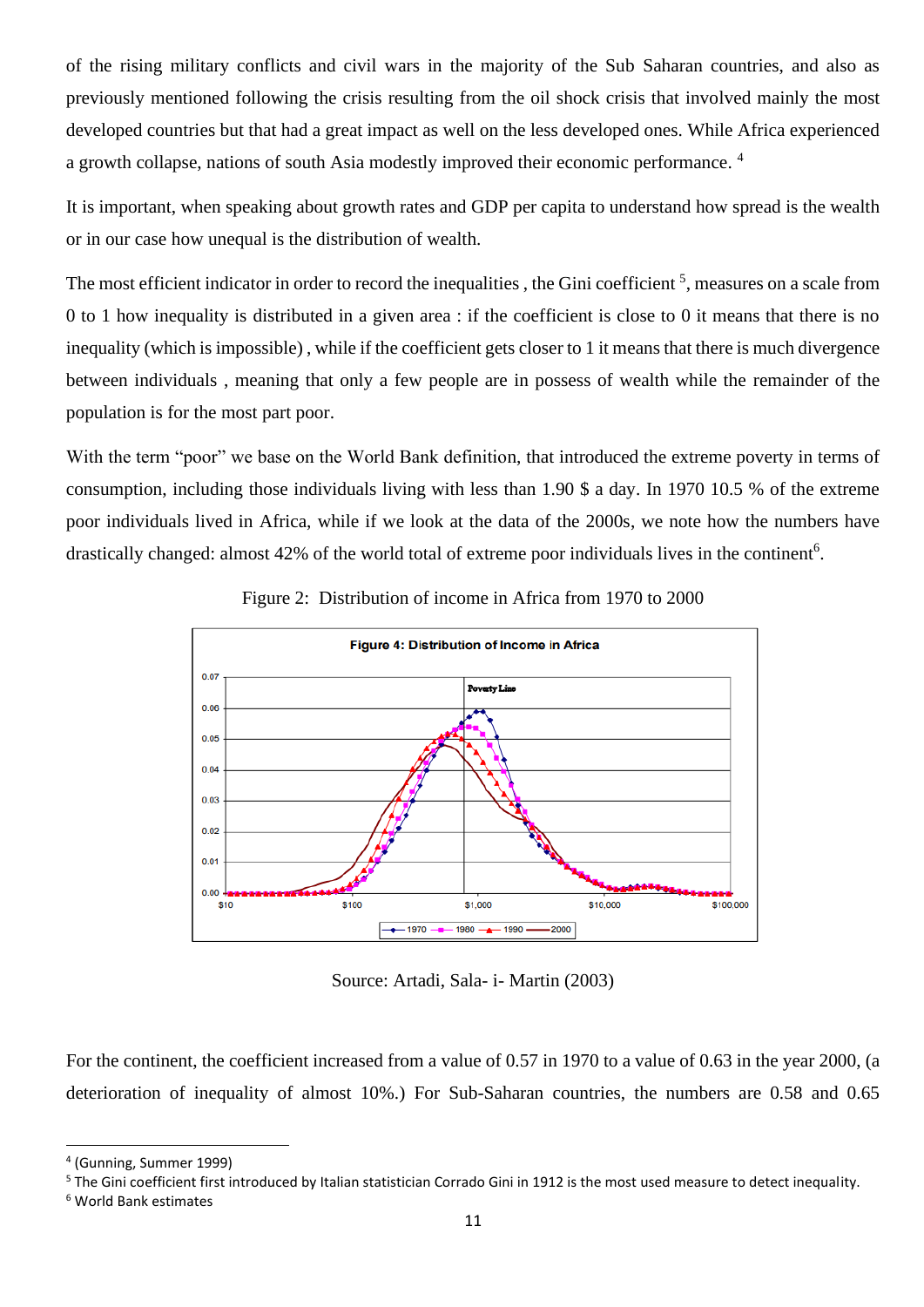of the rising military conflicts and civil wars in the majority of the Sub Saharan countries, and also as previously mentioned following the crisis resulting from the oil shock crisis that involved mainly the most developed countries but that had a great impact as well on the less developed ones. While Africa experienced a growth collapse, nations of south Asia modestly improved their economic performance. [4]

It is important, when speaking about growth rates and GDP per capita to understand how spread is the wealth or in our case how unequal is the distribution of wealth.

The most efficient indicator in order to record the inequalities , the Gini coefficient [5], measures on a scale from 0 to 1 how inequality is distributed in a given area : if the coefficient is close to 0 it means that there is no inequality (which is impossible) , while if the coefficient gets closer to 1 it means that there is much divergence between individuals , meaning that only a few people are in possess of wealth while the remainder of the population is for the most part poor.

With the term "poor" we base on the World Bank definition, that introduced the extreme poverty in terms of consumption, including those individuals living with less than 1.90 $ a day. In 1970 10.5 % of the extreme poor individuals lived in Africa, while if we look at the data of the 2000s, we note how the numbers have drastically changed: almost 42% of the world total of extreme poor individuals lives in the continent[6].

Figure 2: Distribution of income in Africa from 1970 to 2000

Source: Artadi, Sala- i- Martin (2003)

For the continent, the coefficient increased from a value of 0.57 in 1970 to a value of 0.63 in the year 2000, (a deterioration of inequality of almost 10%.) For Sub-Saharan countries, the numbers are 0.58 and 0.65

---

[4] (Gunning, Summer 1999)

[5] The Gini coefficient first introduced by Italian statistician Corrado Gini in 1912 is the most used measure to detect inequality.

[6] World Bank estimates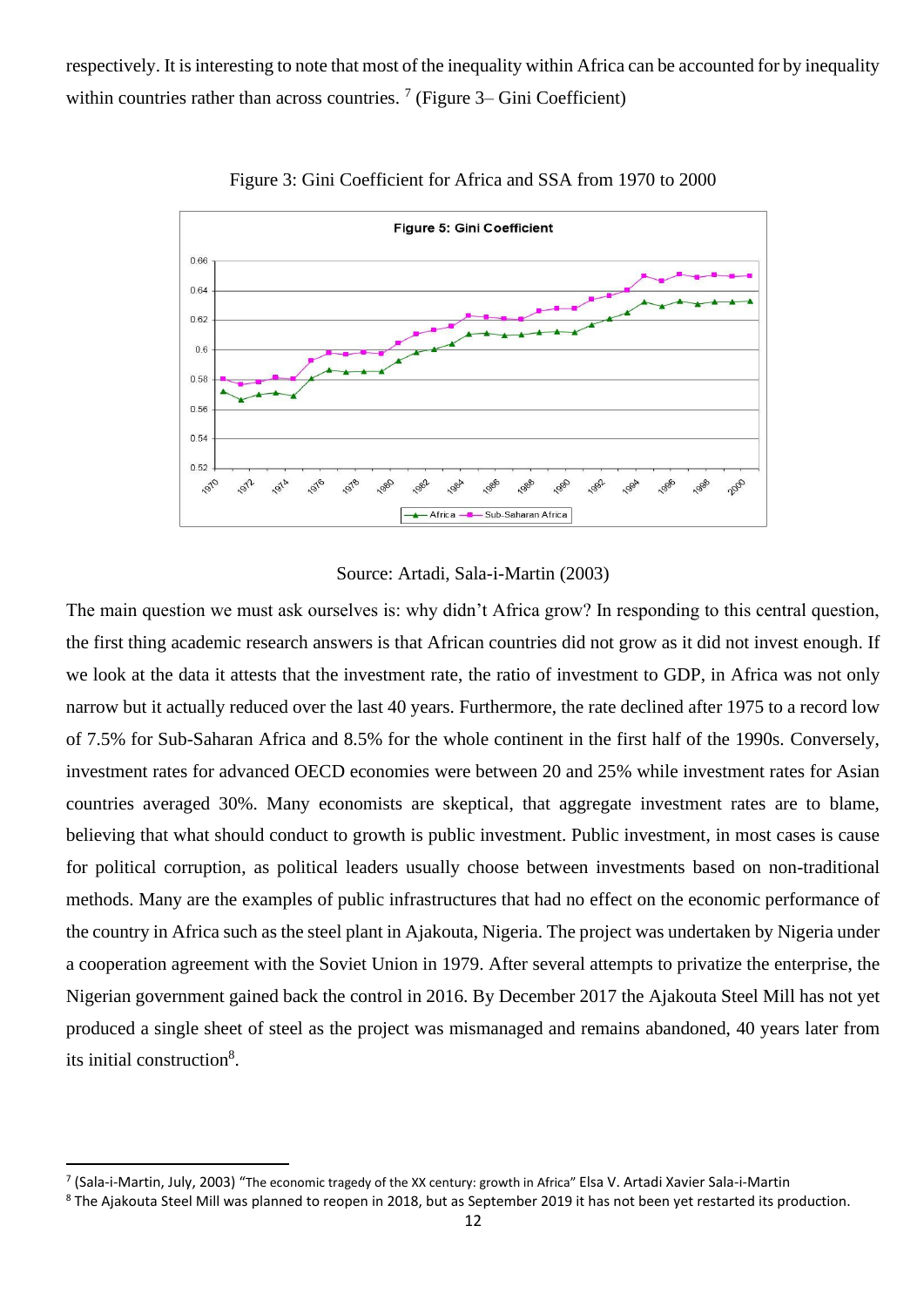respectively. It is interesting to note that most of the inequality within Africa can be accounted for by inequality within countries rather than across countries. [7] (Figure 3– Gini Coefficient)

Figure 3: Gini Coefficient for Africa and SSA from 1970 to 2000

Source: Artadi, Sala-i-Martin (2003)

The main question we must ask ourselves is: why didn't Africa grow? In responding to this central question, the first thing academic research answers is that African countries did not grow as it did not invest enough. If we look at the data it attests that the investment rate, the ratio of investment to GDP, in Africa was not only narrow but it actually reduced over the last 40 years. Furthermore, the rate declined after 1975 to a record low of 7.5% for Sub-Saharan Africa and 8.5% for the whole continent in the first half of the 1990s. Conversely, investment rates for advanced OECD economies were between 20 and 25% while investment rates for Asian countries averaged 30%. Many economists are skeptical, that aggregate investment rates are to blame, believing that what should conduct to growth is public investment. Public investment, in most cases is cause for political corruption, as political leaders usually choose between investments based on non-traditional methods. Many are the examples of public infrastructures that had no effect on the economic performance of the country in Africa such as the steel plant in Ajakouta, Nigeria. The project was undertaken by Nigeria under a cooperation agreement with the Soviet Union in 1979. After several attempts to privatize the enterprise, the Nigerian government gained back the control in 2016. By December 2017 the Ajakouta Steel Mill has not yet produced a single sheet of steel as the project was mismanaged and remains abandoned, 40 years later from its initial construction[8].

---

[7] (Sala-i-Martin, July, 2003) "The economic tragedy of the XX century: growth in Africa" Elsa V. Artadi Xavier Sala-i-Martin

[8] The Ajakouta Steel Mill was planned to reopen in 2018, but as September 2019 it has not been yet restarted its production.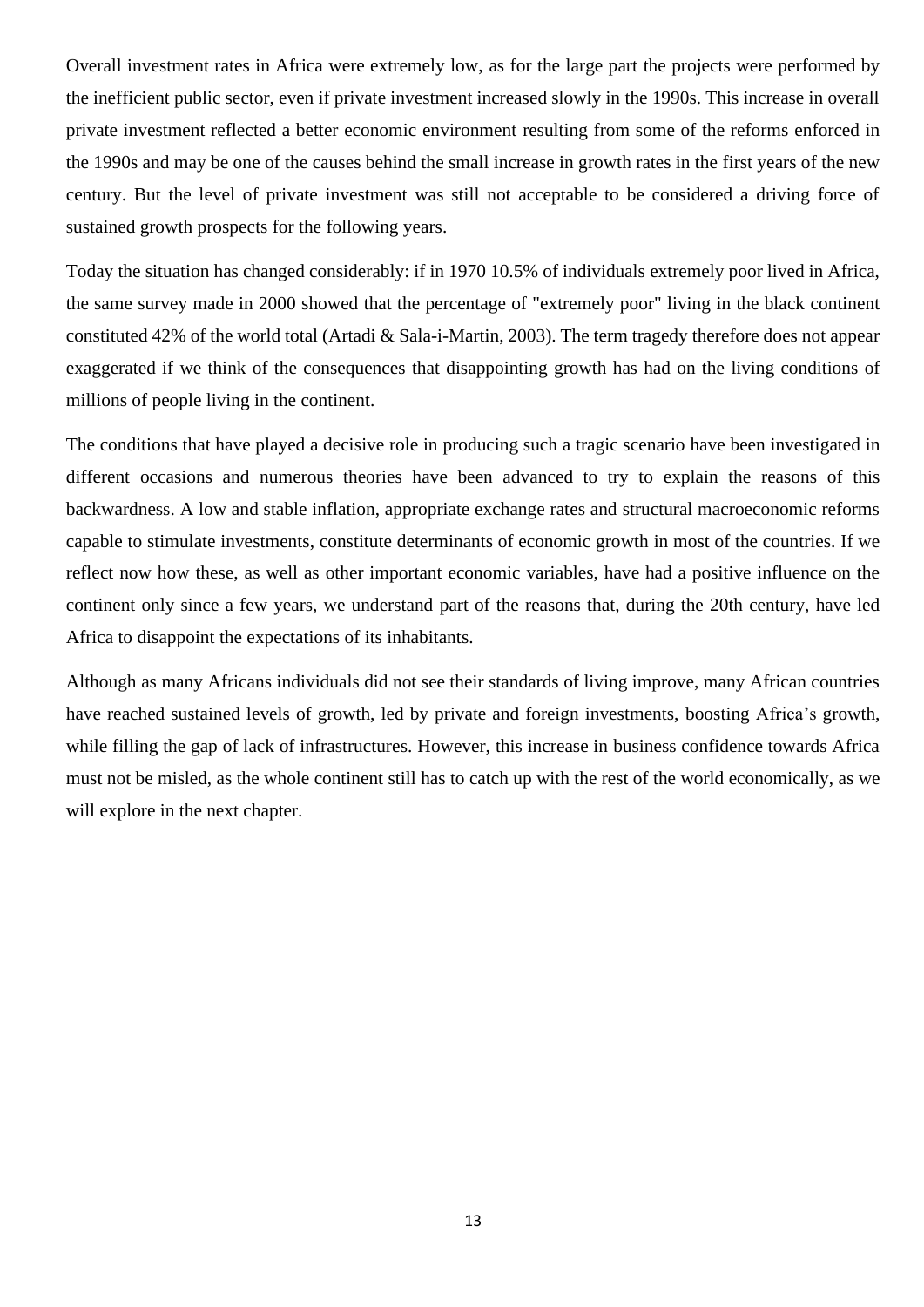Overall investment rates in Africa were extremely low, as for the large part the projects were performed by the inefficient public sector, even if private investment increased slowly in the 1990s. This increase in overall private investment reflected a better economic environment resulting from some of the reforms enforced in the 1990s and may be one of the causes behind the small increase in growth rates in the first years of the new century. But the level of private investment was still not acceptable to be considered a driving force of sustained growth prospects for the following years.

Today the situation has changed considerably: if in 1970 10.5% of individuals extremely poor lived in Africa, the same survey made in 2000 showed that the percentage of "extremely poor" living in the black continent constituted 42% of the world total (Artadi & Sala-i-Martin, 2003). The term tragedy therefore does not appear exaggerated if we think of the consequences that disappointing growth has had on the living conditions of millions of people living in the continent.

The conditions that have played a decisive role in producing such a tragic scenario have been investigated in different occasions and numerous theories have been advanced to try to explain the reasons of this backwardness. A low and stable inflation, appropriate exchange rates and structural macroeconomic reforms capable to stimulate investments, constitute determinants of economic growth in most of the countries. If we reflect now how these, as well as other important economic variables, have had a positive influence on the continent only since a few years, we understand part of the reasons that, during the 20th century, have led Africa to disappoint the expectations of its inhabitants.

Although as many Africans individuals did not see their standards of living improve, many African countries have reached sustained levels of growth, led by private and foreign investments, boosting Africa's growth, while filling the gap of lack of infrastructures. However, this increase in business confidence towards Africa must not be misled, as the whole continent still has to catch up with the rest of the world economically, as we will explore in the next chapter.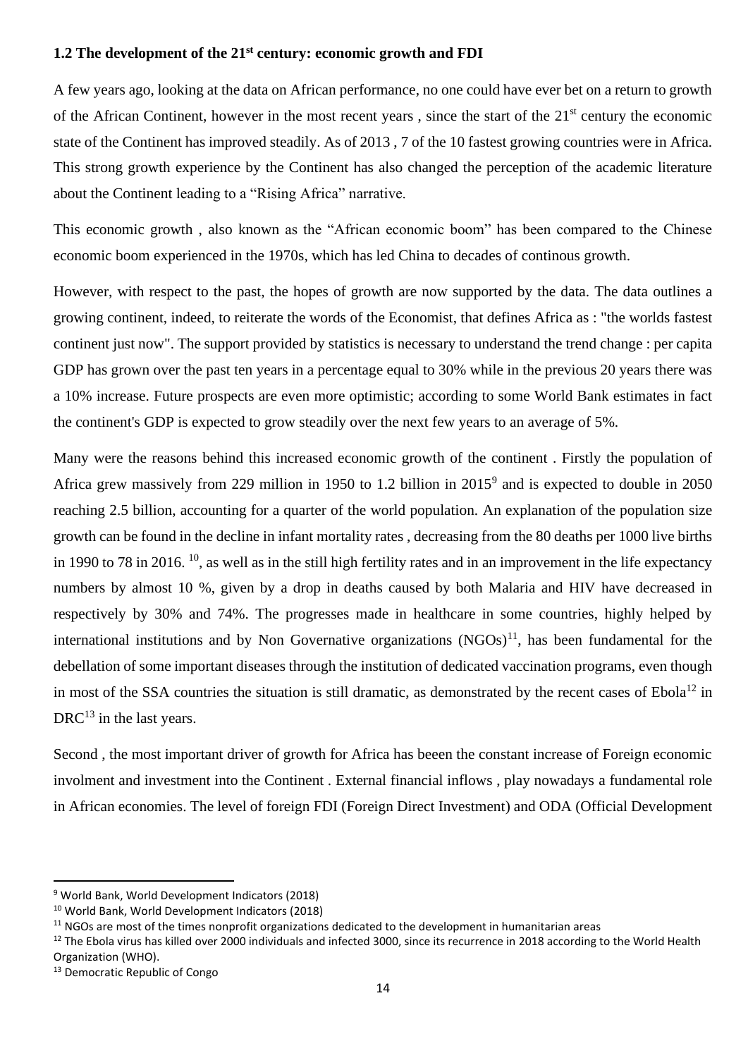### 1.2 The development of the 21st century: economic growth and FDI

A few years ago, looking at the data on African performance, no one could have ever bet on a return to growth of the African Continent, however in the most recent years , since the start of the 21st century the economic state of the Continent has improved steadily. As of 2013 , 7 of the 10 fastest growing countries were in Africa. This strong growth experience by the Continent has also changed the perception of the academic literature about the Continent leading to a "Rising Africa" narrative.

This economic growth , also known as the "African economic boom" has been compared to the Chinese economic boom experienced in the 1970s, which has led China to decades of continous growth.

However, with respect to the past, the hopes of growth are now supported by the data. The data outlines a growing continent, indeed, to reiterate the words of the Economist, that defines Africa as : "the worlds fastest continent just now". The support provided by statistics is necessary to understand the trend change : per capita GDP has grown over the past ten years in a percentage equal to 30% while in the previous 20 years there was a 10% increase. Future prospects are even more optimistic; according to some World Bank estimates in fact the continent's GDP is expected to grow steadily over the next few years to an average of 5%.

Many were the reasons behind this increased economic growth of the continent . Firstly the population of Africa grew massively from 229 million in 1950 to 1.2 billion in 2015[9] and is expected to double in 2050 reaching 2.5 billion, accounting for a quarter of the world population. An explanation of the population size growth can be found in the decline in infant mortality rates , decreasing from the 80 deaths per 1000 live births in 1990 to 78 in 2016. [10], as well as in the still high fertility rates and in an improvement in the life expectancy numbers by almost 10 %, given by a drop in deaths caused by both Malaria and HIV have decreased in respectively by 30% and 74%. The progresses made in healthcare in some countries, highly helped by international institutions and by Non Governative organizations (NGOs)[11], has been fundamental for the debellation of some important diseases through the institution of dedicated vaccination programs, even though in most of the SSA countries the situation is still dramatic, as demonstrated by the recent cases of Ebola[12] in DRC[13] in the last years.

Second , the most important driver of growth for Africa has beeen the constant increase of Foreign economic involment and investment into the Continent . External financial inflows , play nowadays a fundamental role in African economies. The level of foreign FDI (Foreign Direct Investment) and ODA (Official Development

[9] World Bank, World Development Indicators (2018)

[10] World Bank, World Development Indicators (2018)

[11] NGOs are most of the times nonprofit organizations dedicated to the development in humanitarian areas

[12] The Ebola virus has killed over 2000 individuals and infected 3000, since its recurrence in 2018 according to the World Health Organization (WHO).

[13] Democratic Republic of Congo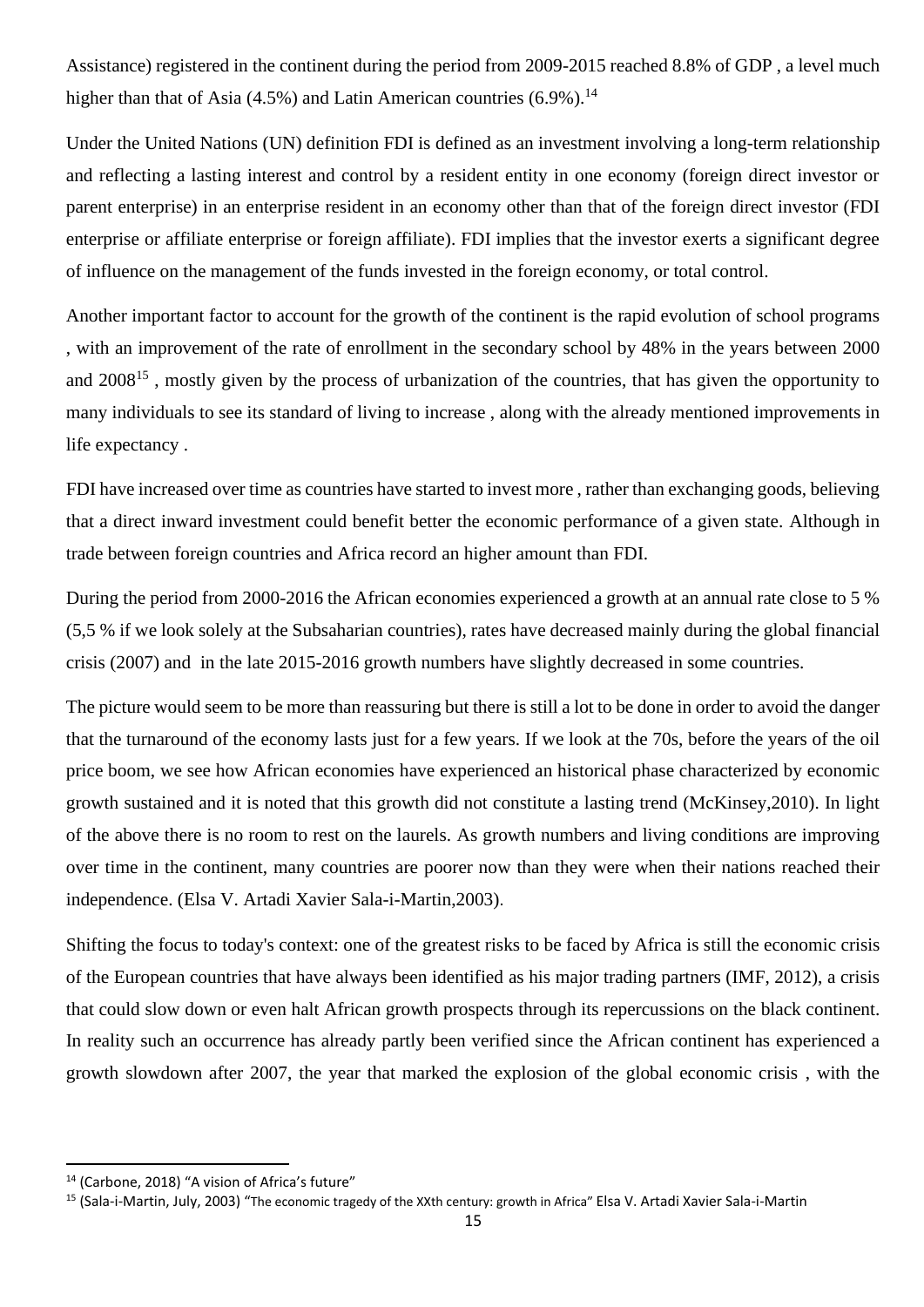Assistance) registered in the continent during the period from 2009-2015 reached 8.8% of GDP , a level much higher than that of Asia (4.5%) and Latin American countries (6.9%).[14]

Under the United Nations (UN) definition FDI is defined as an investment involving a long-term relationship and reflecting a lasting interest and control by a resident entity in one economy (foreign direct investor or parent enterprise) in an enterprise resident in an economy other than that of the foreign direct investor (FDI enterprise or affiliate enterprise or foreign affiliate). FDI implies that the investor exerts a significant degree of influence on the management of the funds invested in the foreign economy, or total control.

Another important factor to account for the growth of the continent is the rapid evolution of school programs , with an improvement of the rate of enrollment in the secondary school by 48% in the years between 2000 and 2008[15] , mostly given by the process of urbanization of the countries, that has given the opportunity to many individuals to see its standard of living to increase , along with the already mentioned improvements in life expectancy .

FDI have increased over time as countries have started to invest more , rather than exchanging goods, believing that a direct inward investment could benefit better the economic performance of a given state. Although in trade between foreign countries and Africa record an higher amount than FDI.

During the period from 2000-2016 the African economies experienced a growth at an annual rate close to 5 % (5,5 % if we look solely at the Subsaharian countries), rates have decreased mainly during the global financial crisis (2007) and in the late 2015-2016 growth numbers have slightly decreased in some countries.

The picture would seem to be more than reassuring but there is still a lot to be done in order to avoid the danger that the turnaround of the economy lasts just for a few years. If we look at the 70s, before the years of the oil price boom, we see how African economies have experienced an historical phase characterized by economic growth sustained and it is noted that this growth did not constitute a lasting trend (McKinsey,2010). In light of the above there is no room to rest on the laurels. As growth numbers and living conditions are improving over time in the continent, many countries are poorer now than they were when their nations reached their independence. (Elsa V. Artadi Xavier Sala-i-Martin,2003).

Shifting the focus to today's context: one of the greatest risks to be faced by Africa is still the economic crisis of the European countries that have always been identified as his major trading partners (IMF, 2012), a crisis that could slow down or even halt African growth prospects through its repercussions on the black continent. In reality such an occurrence has already partly been verified since the African continent has experienced a growth slowdown after 2007, the year that marked the explosion of the global economic crisis , with the

---

[14] (Carbone, 2018) "A vision of Africa's future"

[15] (Sala-i-Martin, July, 2003) "The economic tragedy of the XXth century: growth in Africa" Elsa V. Artadi Xavier Sala-i-Martin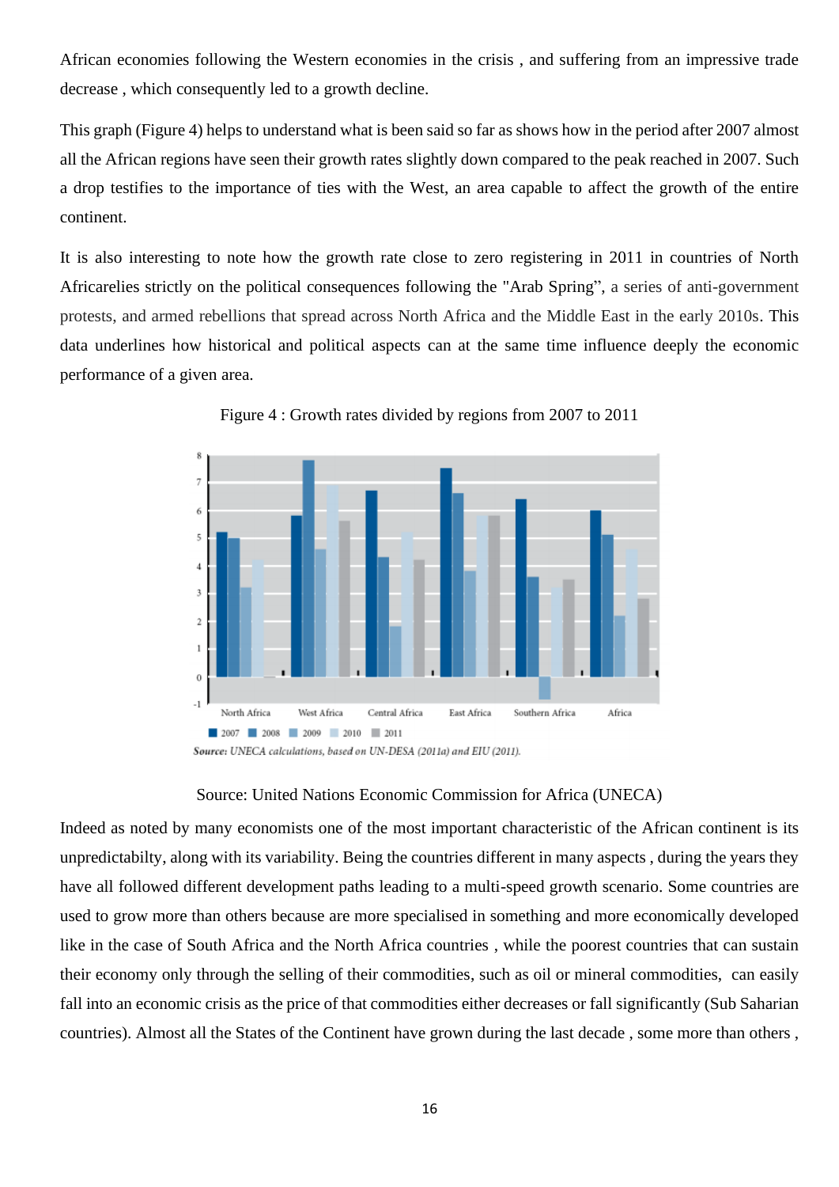African economies following the Western economies in the crisis , and suffering from an impressive trade decrease , which consequently led to a growth decline.

This graph (Figure 4) helps to understand what is been said so far as shows how in the period after 2007 almost all the African regions have seen their growth rates slightly down compared to the peak reached in 2007. Such a drop testifies to the importance of ties with the West, an area capable to affect the growth of the entire continent.

It is also interesting to note how the growth rate close to zero registering in 2011 in countries of North Africarelies strictly on the political consequences following the "Arab Spring", a series of anti-government protests, and armed rebellions that spread across North Africa and the Middle East in the early 2010s. This data underlines how historical and political aspects can at the same time influence deeply the economic performance of a given area.

Figure 4 : Growth rates divided by regions from 2007 to 2011

*Source: UNECA calculations, based on UN-DESA (2011a) and EIU (2011).*

Source: United Nations Economic Commission for Africa (UNECA)

Indeed as noted by many economists one of the most important characteristic of the African continent is its unpredictabilty, along with its variability. Being the countries different in many aspects , during the years they have all followed different development paths leading to a multi-speed growth scenario. Some countries are used to grow more than others because are more specialised in something and more economically developed like in the case of South Africa and the North Africa countries , while the poorest countries that can sustain their economy only through the selling of their commodities, such as oil or mineral commodities, can easily fall into an economic crisis as the price of that commodities either decreases or fall significantly (Sub Saharian countries). Almost all the States of the Continent have grown during the last decade , some more than others ,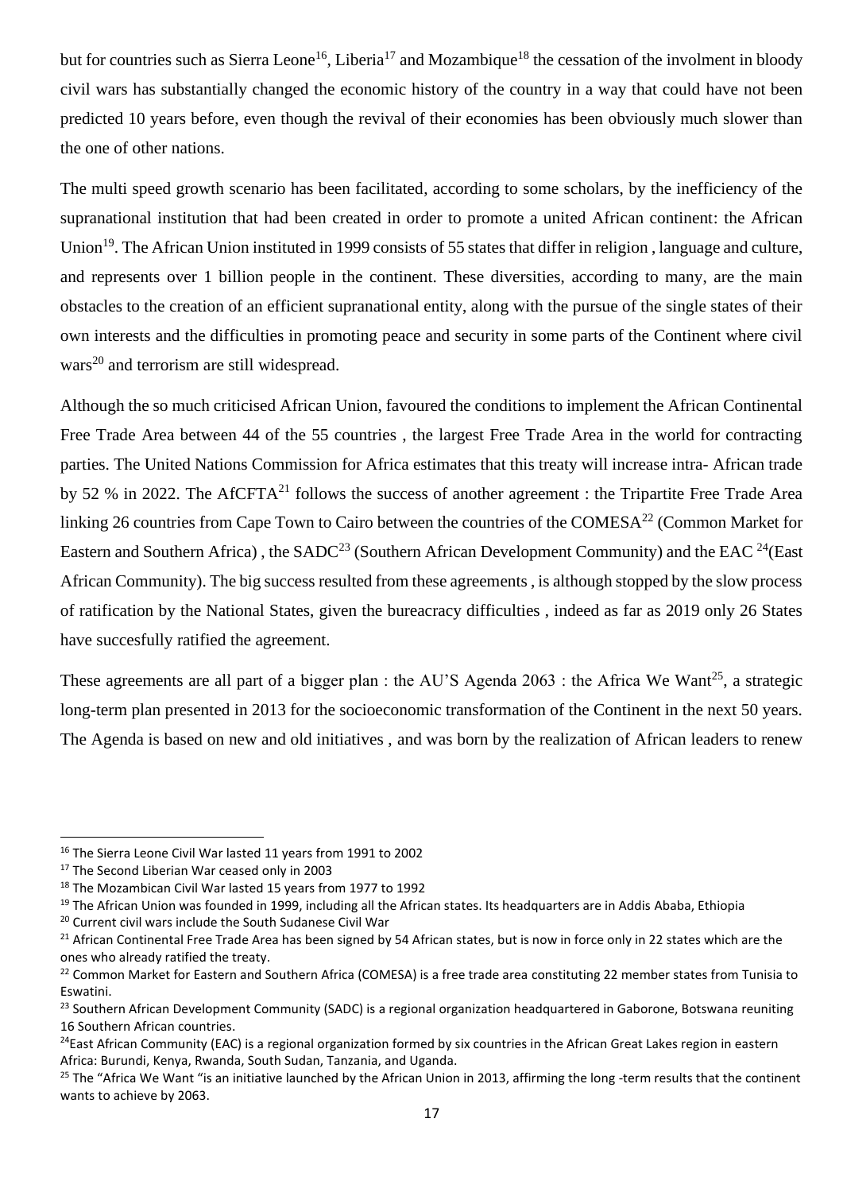but for countries such as Sierra Leone[16], Liberia[17] and Mozambique[18] the cessation of the involment in bloody civil wars has substantially changed the economic history of the country in a way that could have not been predicted 10 years before, even though the revival of their economies has been obviously much slower than the one of other nations.

The multi speed growth scenario has been facilitated, according to some scholars, by the inefficiency of the supranational institution that had been created in order to promote a united African continent: the African Union[19]. The African Union instituted in 1999 consists of 55 states that differ in religion , language and culture, and represents over 1 billion people in the continent. These diversities, according to many, are the main obstacles to the creation of an efficient supranational entity, along with the pursue of the single states of their own interests and the difficulties in promoting peace and security in some parts of the Continent where civil wars[20] and terrorism are still widespread.

Although the so much criticised African Union, favoured the conditions to implement the African Continental Free Trade Area between 44 of the 55 countries , the largest Free Trade Area in the world for contracting parties. The United Nations Commission for Africa estimates that this treaty will increase intra- African trade by 52 % in 2022. The AfCFTA[21] follows the success of another agreement : the Tripartite Free Trade Area linking 26 countries from Cape Town to Cairo between the countries of the COMESA[22] (Common Market for Eastern and Southern Africa) , the SADC[23] (Southern African Development Community) and the EAC [24](East African Community). The big success resulted from these agreements , is although stopped by the slow process of ratification by the National States, given the bureacracy difficulties , indeed as far as 2019 only 26 States have succesfully ratified the agreement.

These agreements are all part of a bigger plan : the AU'S Agenda 2063 : the Africa We Want[25], a strategic long-term plan presented in 2013 for the socioeconomic transformation of the Continent in the next 50 years. The Agenda is based on new and old initiatives , and was born by the realization of African leaders to renew

---

[16] The Sierra Leone Civil War lasted 11 years from 1991 to 2002

[17] The Second Liberian War ceased only in 2003

[18] The Mozambican Civil War lasted 15 years from 1977 to 1992

[19] The African Union was founded in 1999, including all the African states. Its headquarters are in Addis Ababa, Ethiopia

[20] Current civil wars include the South Sudanese Civil War

[21] African Continental Free Trade Area has been signed by 54 African states, but is now in force only in 22 states which are the ones who already ratified the treaty.

[22] Common Market for Eastern and Southern Africa (COMESA) is a free trade area constituting 22 member states from Tunisia to Eswatini.

[23] Southern African Development Community (SADC) is a regional organization headquartered in Gaborone, Botswana reuniting 16 Southern African countries.

[24] East African Community (EAC) is a regional organization formed by six countries in the African Great Lakes region in eastern Africa: Burundi, Kenya, Rwanda, South Sudan, Tanzania, and Uganda.

[25] The "Africa We Want "is an initiative launched by the African Union in 2013, affirming the long -term results that the continent wants to achieve by 2063.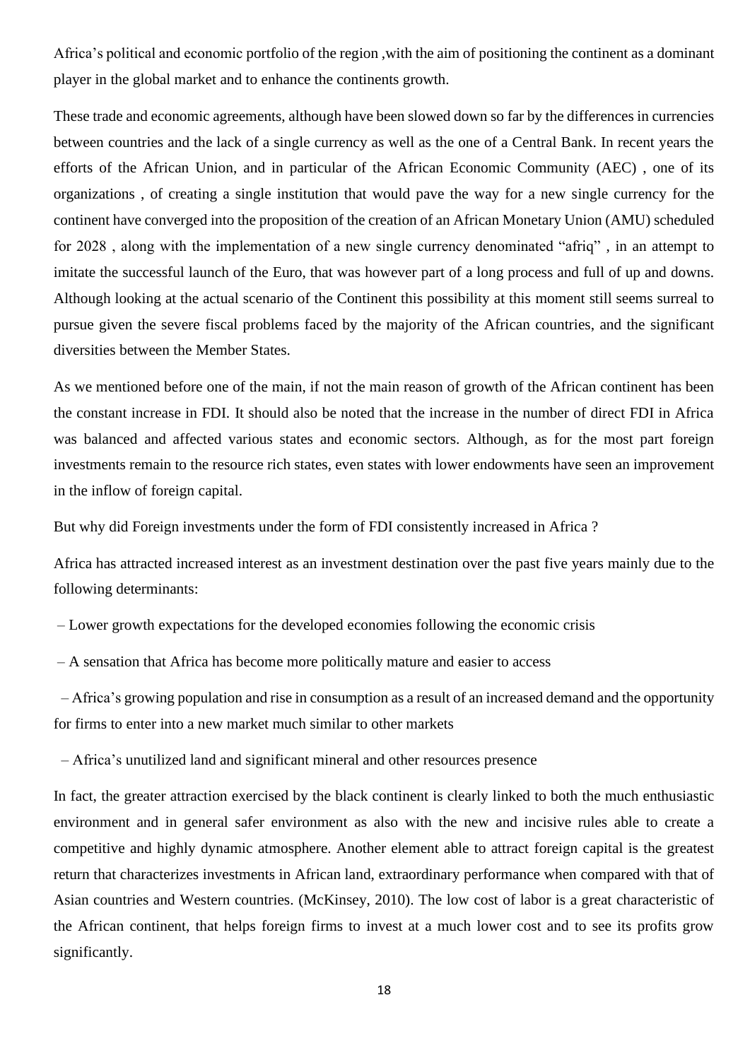Africa's political and economic portfolio of the region ,with the aim of positioning the continent as a dominant player in the global market and to enhance the continents growth.

These trade and economic agreements, although have been slowed down so far by the differences in currencies between countries and the lack of a single currency as well as the one of a Central Bank. In recent years the efforts of the African Union, and in particular of the African Economic Community (AEC) , one of its organizations , of creating a single institution that would pave the way for a new single currency for the continent have converged into the proposition of the creation of an African Monetary Union (AMU) scheduled for 2028 , along with the implementation of a new single currency denominated "afriq" , in an attempt to imitate the successful launch of the Euro, that was however part of a long process and full of up and downs. Although looking at the actual scenario of the Continent this possibility at this moment still seems surreal to pursue given the severe fiscal problems faced by the majority of the African countries, and the significant diversities between the Member States.

As we mentioned before one of the main, if not the main reason of growth of the African continent has been the constant increase in FDI. It should also be noted that the increase in the number of direct FDI in Africa was balanced and affected various states and economic sectors. Although, as for the most part foreign investments remain to the resource rich states, even states with lower endowments have seen an improvement in the inflow of foreign capital.

But why did Foreign investments under the form of FDI consistently increased in Africa ?

Africa has attracted increased interest as an investment destination over the past five years mainly due to the following determinants:

– Lower growth expectations for the developed economies following the economic crisis

– A sensation that Africa has become more politically mature and easier to access

– Africa's growing population and rise in consumption as a result of an increased demand and the opportunity for firms to enter into a new market much similar to other markets

– Africa's unutilized land and significant mineral and other resources presence

In fact, the greater attraction exercised by the black continent is clearly linked to both the much enthusiastic environment and in general safer environment as also with the new and incisive rules able to create a competitive and highly dynamic atmosphere. Another element able to attract foreign capital is the greatest return that characterizes investments in African land, extraordinary performance when compared with that of Asian countries and Western countries. (McKinsey, 2010). The low cost of labor is a great characteristic of the African continent, that helps foreign firms to invest at a much lower cost and to see its profits grow significantly.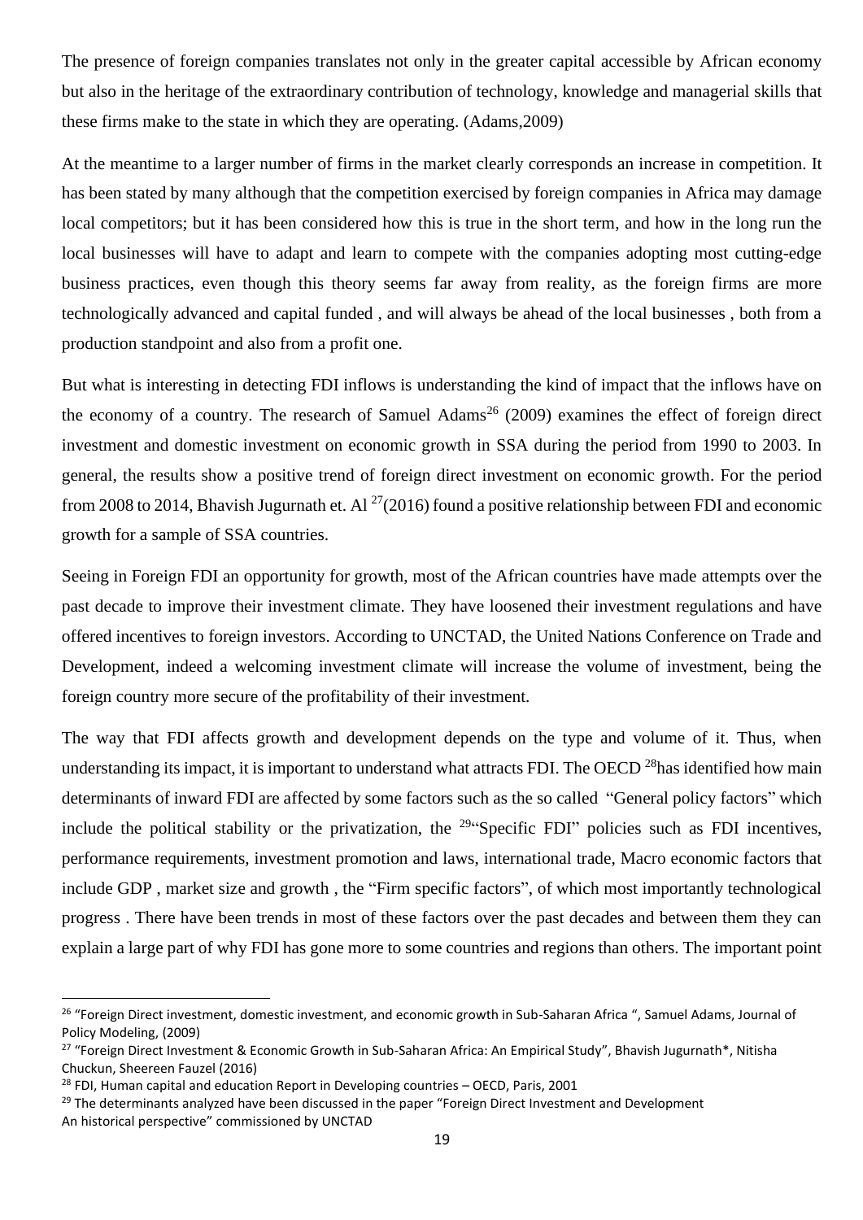The presence of foreign companies translates not only in the greater capital accessible by African economy but also in the heritage of the extraordinary contribution of technology, knowledge and managerial skills that these firms make to the state in which they are operating. (Adams,2009)

At the meantime to a larger number of firms in the market clearly corresponds an increase in competition. It has been stated by many although that the competition exercised by foreign companies in Africa may damage local competitors; but it has been considered how this is true in the short term, and how in the long run the local businesses will have to adapt and learn to compete with the companies adopting most cutting-edge business practices, even though this theory seems far away from reality, as the foreign firms are more technologically advanced and capital funded , and will always be ahead of the local businesses , both from a production standpoint and also from a profit one.

But what is interesting in detecting FDI inflows is understanding the kind of impact that the inflows have on the economy of a country. The research of Samuel Adams[26] (2009) examines the effect of foreign direct investment and domestic investment on economic growth in SSA during the period from 1990 to 2003. In general, the results show a positive trend of foreign direct investment on economic growth. For the period from 2008 to 2014, Bhavish Jugurnath et. Al [27](2016) found a positive relationship between FDI and economic growth for a sample of SSA countries.

Seeing in Foreign FDI an opportunity for growth, most of the African countries have made attempts over the past decade to improve their investment climate. They have loosened their investment regulations and have offered incentives to foreign investors. According to UNCTAD, the United Nations Conference on Trade and Development, indeed a welcoming investment climate will increase the volume of investment, being the foreign country more secure of the profitability of their investment.

The way that FDI affects growth and development depends on the type and volume of it. Thus, when understanding its impact, it is important to understand what attracts FDI. The OECD [28]has identified how main determinants of inward FDI are affected by some factors such as the so called "General policy factors" which include the political stability or the privatization, the [29]"Specific FDI" policies such as FDI incentives, performance requirements, investment promotion and laws, international trade, Macro economic factors that include GDP , market size and growth , the "Firm specific factors", of which most importantly technological progress . There have been trends in most of these factors over the past decades and between them they can explain a large part of why FDI has gone more to some countries and regions than others. The important point

---

[26] "Foreign Direct investment, domestic investment, and economic growth in Sub-Saharan Africa ", Samuel Adams, Journal of Policy Modeling, (2009)

[27] "Foreign Direct Investment & Economic Growth in Sub-Saharan Africa: An Empirical Study", Bhavish Jugurnath*, Nitisha Chuckun, Sheereen Fauzel (2016)

[28] FDI, Human capital and education Report in Developing countries – OECD, Paris, 2001

[29] The determinants analyzed have been discussed in the paper "Foreign Direct Investment and Development An historical perspective" commissioned by UNCTAD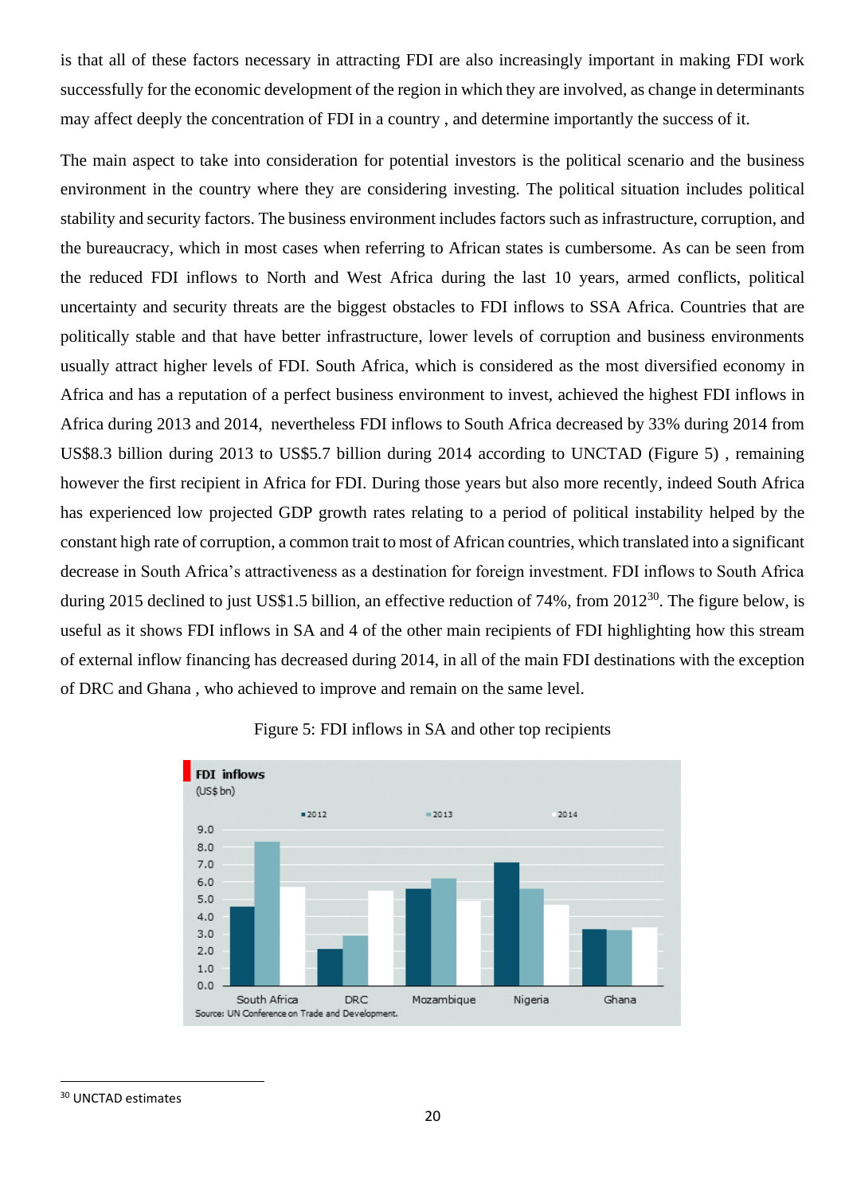is that all of these factors necessary in attracting FDI are also increasingly important in making FDI work successfully for the economic development of the region in which they are involved, as change in determinants may affect deeply the concentration of FDI in a country , and determine importantly the success of it.

The main aspect to take into consideration for potential investors is the political scenario and the business environment in the country where they are considering investing. The political situation includes political stability and security factors. The business environment includes factors such as infrastructure, corruption, and the bureaucracy, which in most cases when referring to African states is cumbersome. As can be seen from the reduced FDI inflows to North and West Africa during the last 10 years, armed conflicts, political uncertainty and security threats are the biggest obstacles to FDI inflows to SSA Africa. Countries that are politically stable and that have better infrastructure, lower levels of corruption and business environments usually attract higher levels of FDI. South Africa, which is considered as the most diversified economy in Africa and has a reputation of a perfect business environment to invest, achieved the highest FDI inflows in Africa during 2013 and 2014, nevertheless FDI inflows to South Africa decreased by 33% during 2014 from US$8.3 billion during 2013 to US$5.7 billion during 2014 according to UNCTAD (Figure 5) , remaining however the first recipient in Africa for FDI. During those years but also more recently, indeed South Africa has experienced low projected GDP growth rates relating to a period of political instability helped by the constant high rate of corruption, a common trait to most of African countries, which translated into a significant decrease in South Africa's attractiveness as a destination for foreign investment. FDI inflows to South Africa during 2015 declined to just US$1.5 billion, an effective reduction of 74%, from 2012[30]. The figure below, is useful as it shows FDI inflows in SA and 4 of the other main recipients of FDI highlighting how this stream of external inflow financing has decreased during 2014, in all of the main FDI destinations with the exception of DRC and Ghana , who achieved to improve and remain on the same level.

Figure 5: FDI inflows in SA and other top recipients

**FDI inflows**
(US$ bn)

| | 2012 | 2013 | 2014 |
|---|---|---|---|
| South Africa | 4.6 | 8.3 | 5.7 |
| DRC | 2.1 | 2.9 | 5.5 |
| Mozambique | 5.6 | 6.2 | 4.9 |
| Nigeria | 7.1 | 5.6 | 4.7 |
| Ghana | 3.3 | 3.2 | 3.4 |

Source: UN Conference on Trade and Development.

[30] UNCTAD estimates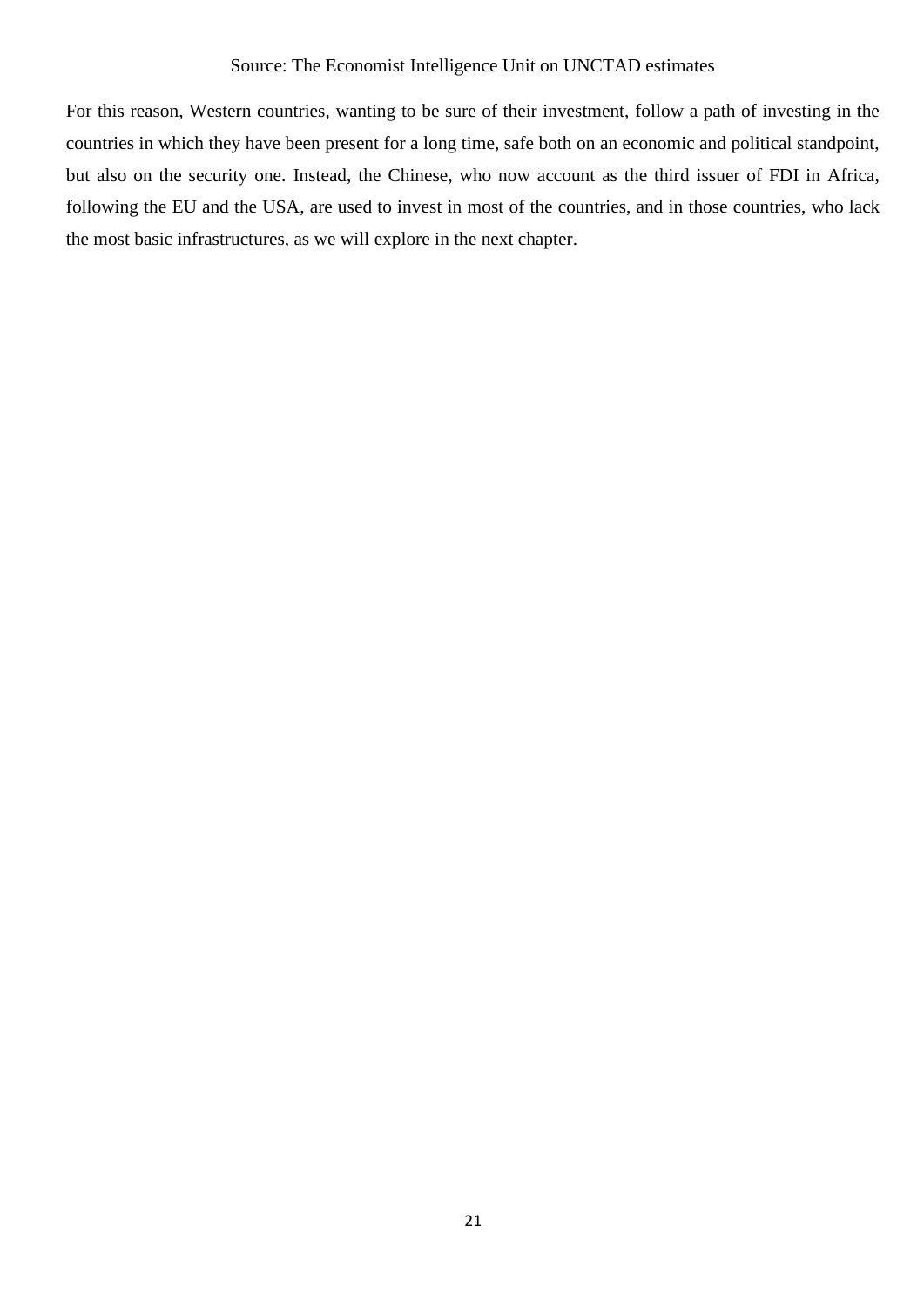Source: The Economist Intelligence Unit on UNCTAD estimates

For this reason, Western countries, wanting to be sure of their investment, follow a path of investing in the countries in which they have been present for a long time, safe both on an economic and political standpoint, but also on the security one. Instead, the Chinese, who now account as the third issuer of FDI in Africa, following the EU and the USA, are used to invest in most of the countries, and in those countries, who lack the most basic infrastructures, as we will explore in the next chapter.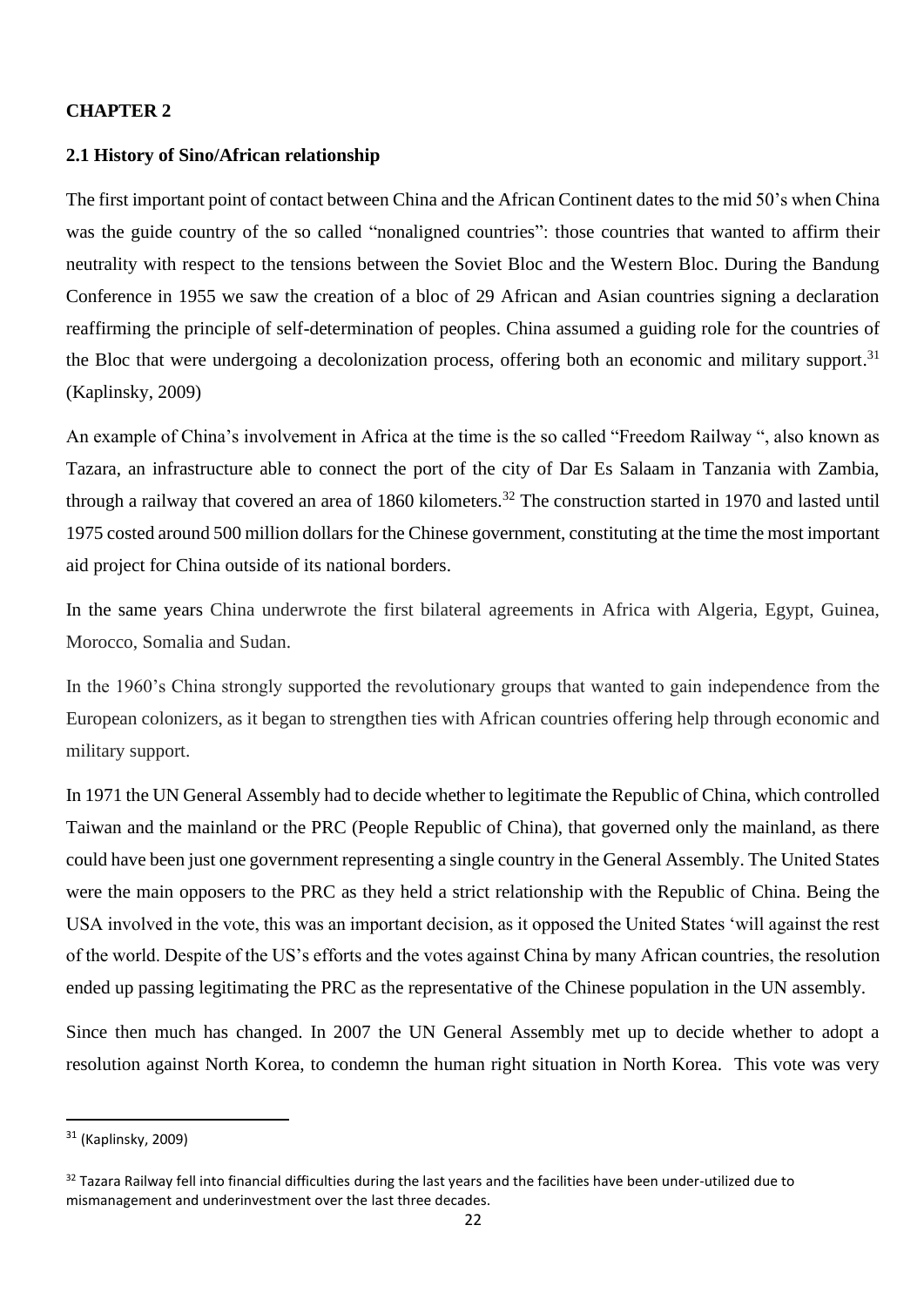## CHAPTER 2

### 2.1 History of Sino/African relationship

The first important point of contact between China and the African Continent dates to the mid 50's when China was the guide country of the so called "nonaligned countries": those countries that wanted to affirm their neutrality with respect to the tensions between the Soviet Bloc and the Western Bloc. During the Bandung Conference in 1955 we saw the creation of a bloc of 29 African and Asian countries signing a declaration reaffirming the principle of self-determination of peoples. China assumed a guiding role for the countries of the Bloc that were undergoing a decolonization process, offering both an economic and military support.[31] (Kaplinsky, 2009)

An example of China's involvement in Africa at the time is the so called "Freedom Railway ", also known as Tazara, an infrastructure able to connect the port of the city of Dar Es Salaam in Tanzania with Zambia, through a railway that covered an area of 1860 kilometers.[32] The construction started in 1970 and lasted until 1975 costed around 500 million dollars for the Chinese government, constituting at the time the most important aid project for China outside of its national borders.

In the same years China underwrote the first bilateral agreements in Africa with Algeria, Egypt, Guinea, Morocco, Somalia and Sudan.

In the 1960's China strongly supported the revolutionary groups that wanted to gain independence from the European colonizers, as it began to strengthen ties with African countries offering help through economic and military support.

In 1971 the UN General Assembly had to decide whether to legitimate the Republic of China, which controlled Taiwan and the mainland or the PRC (People Republic of China), that governed only the mainland, as there could have been just one government representing a single country in the General Assembly. The United States were the main opposers to the PRC as they held a strict relationship with the Republic of China. Being the USA involved in the vote, this was an important decision, as it opposed the United States 'will against the rest of the world. Despite of the US's efforts and the votes against China by many African countries, the resolution ended up passing legitimating the PRC as the representative of the Chinese population in the UN assembly.

Since then much has changed. In 2007 the UN General Assembly met up to decide whether to adopt a resolution against North Korea, to condemn the human right situation in North Korea. This vote was very

---

[31] (Kaplinsky, 2009)

[32] Tazara Railway fell into financial difficulties during the last years and the facilities have been under-utilized due to mismanagement and underinvestment over the last three decades.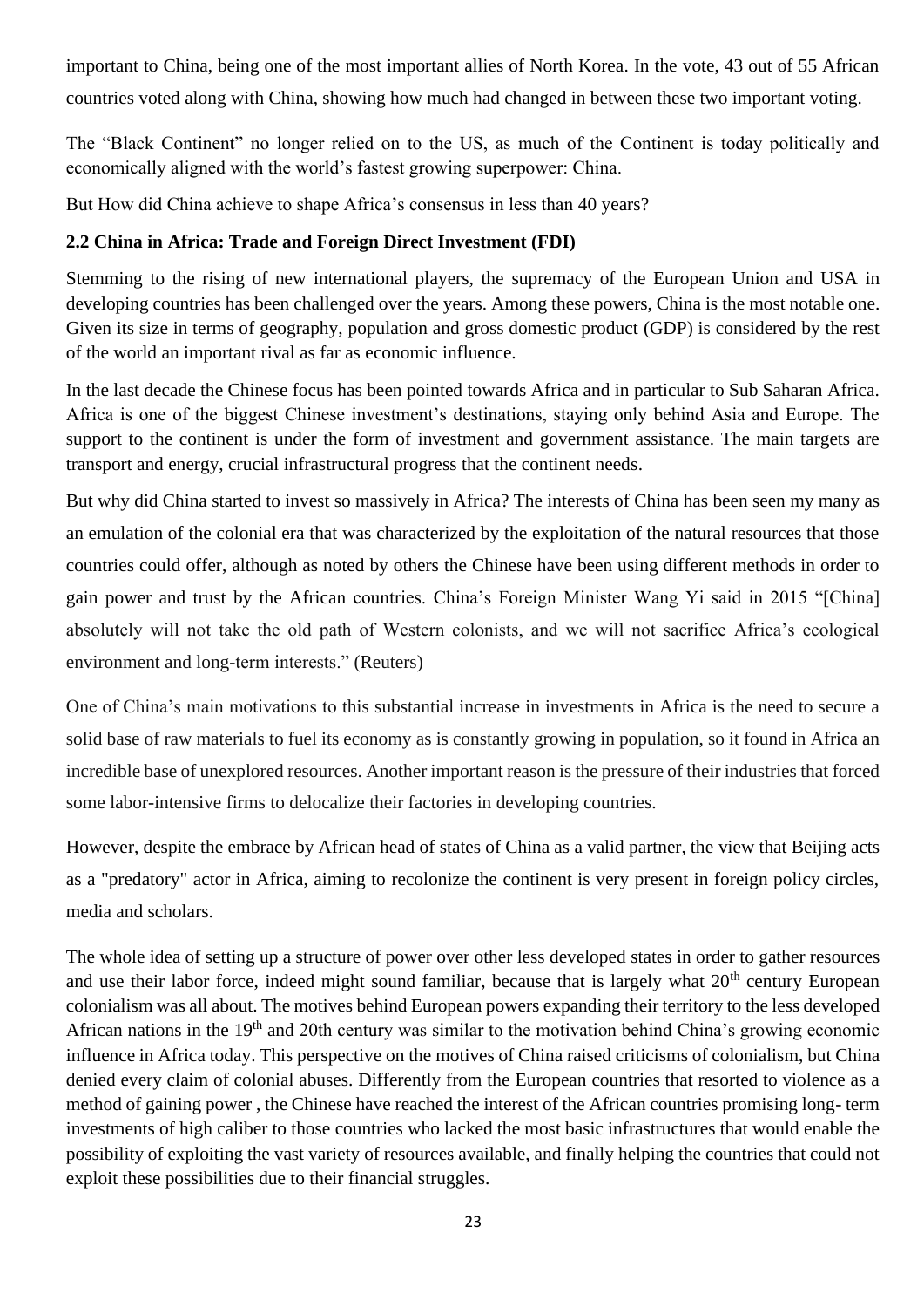important to China, being one of the most important allies of North Korea. In the vote, 43 out of 55 African countries voted along with China, showing how much had changed in between these two important voting.

The "Black Continent" no longer relied on to the US, as much of the Continent is today politically and economically aligned with the world's fastest growing superpower: China.

But How did China achieve to shape Africa's consensus in less than 40 years?

### 2.2 China in Africa: Trade and Foreign Direct Investment (FDI)

Stemming to the rising of new international players, the supremacy of the European Union and USA in developing countries has been challenged over the years. Among these powers, China is the most notable one. Given its size in terms of geography, population and gross domestic product (GDP) is considered by the rest of the world an important rival as far as economic influence.

In the last decade the Chinese focus has been pointed towards Africa and in particular to Sub Saharan Africa. Africa is one of the biggest Chinese investment's destinations, staying only behind Asia and Europe. The support to the continent is under the form of investment and government assistance. The main targets are transport and energy, crucial infrastructural progress that the continent needs.

But why did China started to invest so massively in Africa? The interests of China has been seen my many as an emulation of the colonial era that was characterized by the exploitation of the natural resources that those countries could offer, although as noted by others the Chinese have been using different methods in order to gain power and trust by the African countries. China's Foreign Minister Wang Yi said in 2015 "[China] absolutely will not take the old path of Western colonists, and we will not sacrifice Africa's ecological environment and long-term interests." (Reuters)

One of China's main motivations to this substantial increase in investments in Africa is the need to secure a solid base of raw materials to fuel its economy as is constantly growing in population, so it found in Africa an incredible base of unexplored resources. Another important reason is the pressure of their industries that forced some labor-intensive firms to delocalize their factories in developing countries.

However, despite the embrace by African head of states of China as a valid partner, the view that Beijing acts as a "predatory" actor in Africa, aiming to recolonize the continent is very present in foreign policy circles, media and scholars.

The whole idea of setting up a structure of power over other less developed states in order to gather resources and use their labor force, indeed might sound familiar, because that is largely what 20th century European colonialism was all about. The motives behind European powers expanding their territory to the less developed African nations in the 19th and 20th century was similar to the motivation behind China's growing economic influence in Africa today. This perspective on the motives of China raised criticisms of colonialism, but China denied every claim of colonial abuses. Differently from the European countries that resorted to violence as a method of gaining power , the Chinese have reached the interest of the African countries promising long- term investments of high caliber to those countries who lacked the most basic infrastructures that would enable the possibility of exploiting the vast variety of resources available, and finally helping the countries that could not exploit these possibilities due to their financial struggles.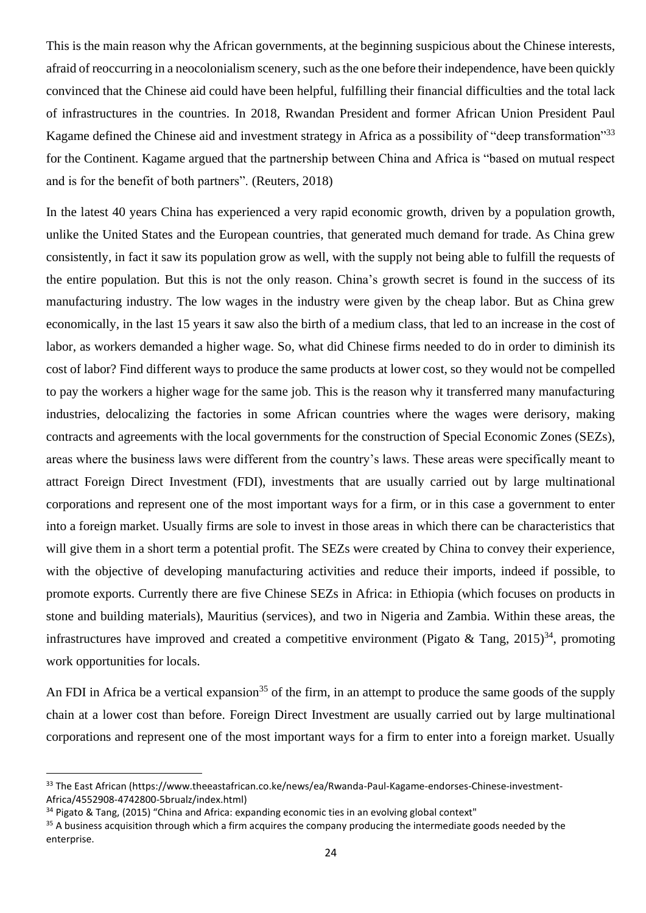This is the main reason why the African governments, at the beginning suspicious about the Chinese interests, afraid of reoccurring in a neocolonialism scenery, such as the one before their independence, have been quickly convinced that the Chinese aid could have been helpful, fulfilling their financial difficulties and the total lack of infrastructures in the countries. In 2018, Rwandan President and former African Union President Paul Kagame defined the Chinese aid and investment strategy in Africa as a possibility of "deep transformation"[33] for the Continent. Kagame argued that the partnership between China and Africa is "based on mutual respect and is for the benefit of both partners". (Reuters, 2018)

In the latest 40 years China has experienced a very rapid economic growth, driven by a population growth, unlike the United States and the European countries, that generated much demand for trade. As China grew consistently, in fact it saw its population grow as well, with the supply not being able to fulfill the requests of the entire population. But this is not the only reason. China's growth secret is found in the success of its manufacturing industry. The low wages in the industry were given by the cheap labor. But as China grew economically, in the last 15 years it saw also the birth of a medium class, that led to an increase in the cost of labor, as workers demanded a higher wage. So, what did Chinese firms needed to do in order to diminish its cost of labor? Find different ways to produce the same products at lower cost, so they would not be compelled to pay the workers a higher wage for the same job. This is the reason why it transferred many manufacturing industries, delocalizing the factories in some African countries where the wages were derisory, making contracts and agreements with the local governments for the construction of Special Economic Zones (SEZs), areas where the business laws were different from the country's laws. These areas were specifically meant to attract Foreign Direct Investment (FDI), investments that are usually carried out by large multinational corporations and represent one of the most important ways for a firm, or in this case a government to enter into a foreign market. Usually firms are sole to invest in those areas in which there can be characteristics that will give them in a short term a potential profit. The SEZs were created by China to convey their experience, with the objective of developing manufacturing activities and reduce their imports, indeed if possible, to promote exports. Currently there are five Chinese SEZs in Africa: in Ethiopia (which focuses on products in stone and building materials), Mauritius (services), and two in Nigeria and Zambia. Within these areas, the infrastructures have improved and created a competitive environment (Pigato & Tang, 2015)[34], promoting work opportunities for locals.

An FDI in Africa be a vertical expansion[35] of the firm, in an attempt to produce the same goods of the supply chain at a lower cost than before. Foreign Direct Investment are usually carried out by large multinational corporations and represent one of the most important ways for a firm to enter into a foreign market. Usually

---

[33] The East African (https://www.theeastafrican.co.ke/news/ea/Rwanda-Paul-Kagame-endorses-Chinese-investment-Africa/4552908-4742800-5brualz/index.html)

[34] Pigato & Tang, (2015) "China and Africa: expanding economic ties in an evolving global context"

[35] A business acquisition through which a firm acquires the company producing the intermediate goods needed by the enterprise.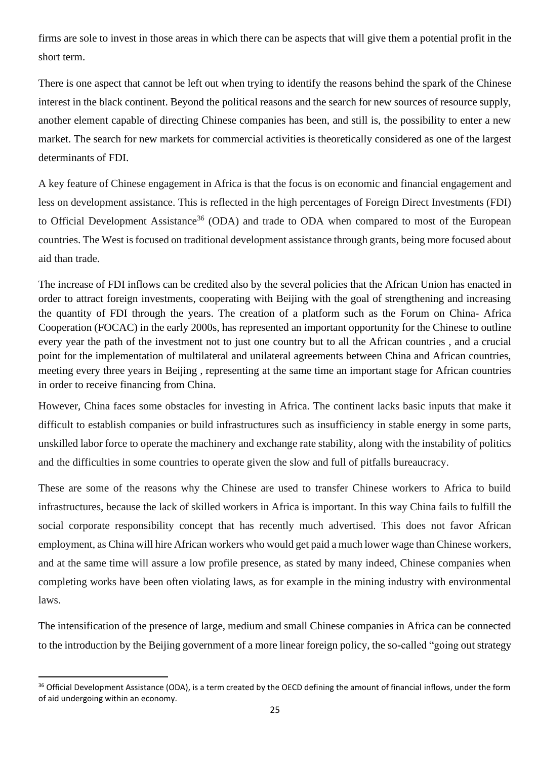firms are sole to invest in those areas in which there can be aspects that will give them a potential profit in the short term.

There is one aspect that cannot be left out when trying to identify the reasons behind the spark of the Chinese interest in the black continent. Beyond the political reasons and the search for new sources of resource supply, another element capable of directing Chinese companies has been, and still is, the possibility to enter a new market. The search for new markets for commercial activities is theoretically considered as one of the largest determinants of FDI.

A key feature of Chinese engagement in Africa is that the focus is on economic and financial engagement and less on development assistance. This is reflected in the high percentages of Foreign Direct Investments (FDI) to Official Development Assistance[36] (ODA) and trade to ODA when compared to most of the European countries. The West is focused on traditional development assistance through grants, being more focused about aid than trade.

The increase of FDI inflows can be credited also by the several policies that the African Union has enacted in order to attract foreign investments, cooperating with Beijing with the goal of strengthening and increasing the quantity of FDI through the years. The creation of a platform such as the Forum on China- Africa Cooperation (FOCAC) in the early 2000s, has represented an important opportunity for the Chinese to outline every year the path of the investment not to just one country but to all the African countries , and a crucial point for the implementation of multilateral and unilateral agreements between China and African countries, meeting every three years in Beijing , representing at the same time an important stage for African countries in order to receive financing from China.

However, China faces some obstacles for investing in Africa. The continent lacks basic inputs that make it difficult to establish companies or build infrastructures such as insufficiency in stable energy in some parts, unskilled labor force to operate the machinery and exchange rate stability, along with the instability of politics and the difficulties in some countries to operate given the slow and full of pitfalls bureaucracy.

These are some of the reasons why the Chinese are used to transfer Chinese workers to Africa to build infrastructures, because the lack of skilled workers in Africa is important. In this way China fails to fulfill the social corporate responsibility concept that has recently much advertised. This does not favor African employment, as China will hire African workers who would get paid a much lower wage than Chinese workers, and at the same time will assure a low profile presence, as stated by many indeed, Chinese companies when completing works have been often violating laws, as for example in the mining industry with environmental laws.

The intensification of the presence of large, medium and small Chinese companies in Africa can be connected to the introduction by the Beijing government of a more linear foreign policy, the so-called "going out strategy

[36] Official Development Assistance (ODA), is a term created by the OECD defining the amount of financial inflows, under the form of aid undergoing within an economy.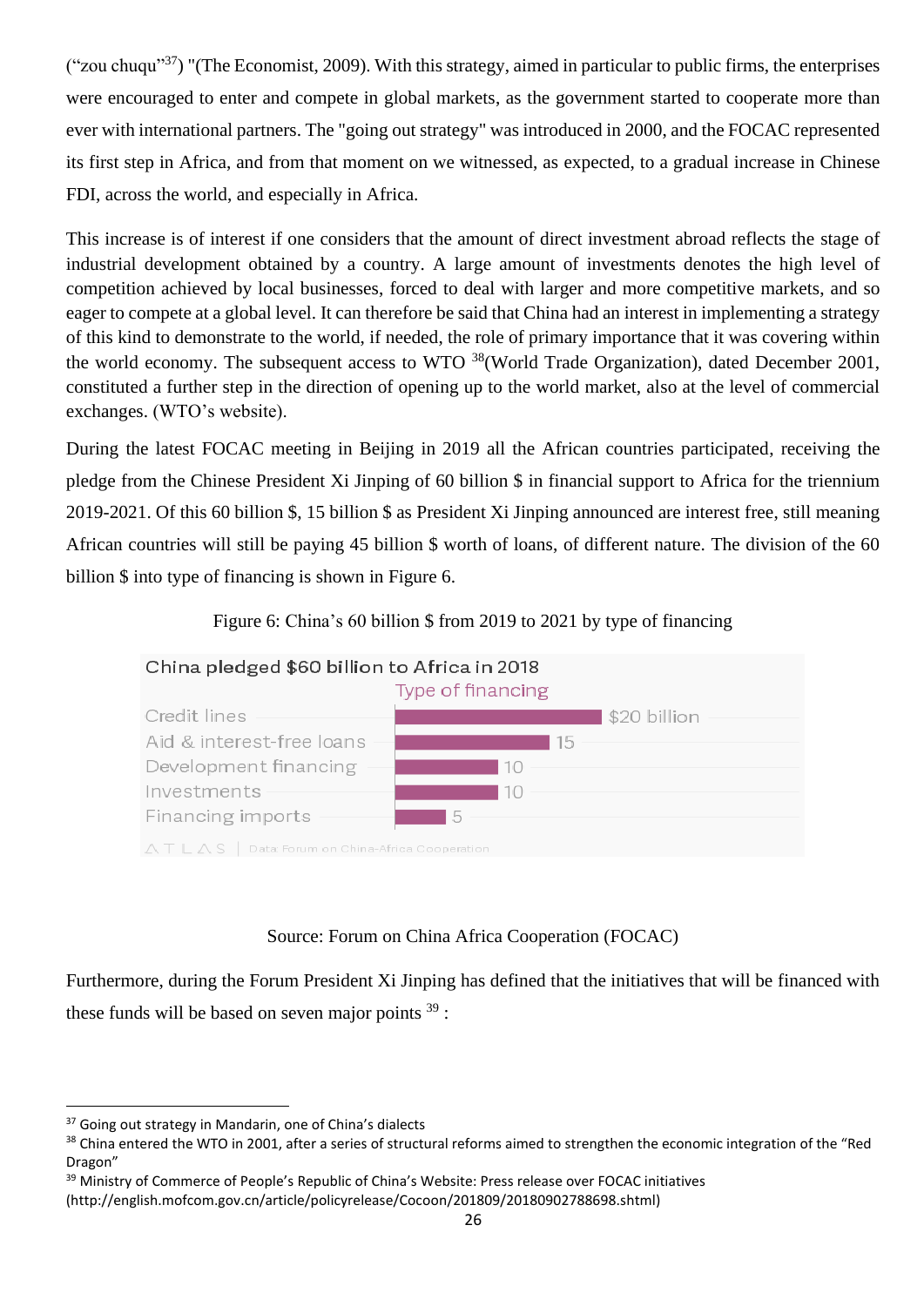("zou chuqu"[37]) "(The Economist, 2009). With this strategy, aimed in particular to public firms, the enterprises were encouraged to enter and compete in global markets, as the government started to cooperate more than ever with international partners. The "going out strategy" was introduced in 2000, and the FOCAC represented its first step in Africa, and from that moment on we witnessed, as expected, to a gradual increase in Chinese FDI, across the world, and especially in Africa.

This increase is of interest if one considers that the amount of direct investment abroad reflects the stage of industrial development obtained by a country. A large amount of investments denotes the high level of competition achieved by local businesses, forced to deal with larger and more competitive markets, and so eager to compete at a global level. It can therefore be said that China had an interest in implementing a strategy of this kind to demonstrate to the world, if needed, the role of primary importance that it was covering within the world economy. The subsequent access to WTO [38](World Trade Organization), dated December 2001, constituted a further step in the direction of opening up to the world market, also at the level of commercial exchanges. (WTO's website).

During the latest FOCAC meeting in Beijing in 2019 all the African countries participated, receiving the pledge from the Chinese President Xi Jinping of 60 billion $ in financial support to Africa for the triennium 2019-2021. Of this 60 billion $, 15 billion $ as President Xi Jinping announced are interest free, still meaning African countries will still be paying 45 billion $ worth of loans, of different nature. The division of the 60 billion $ into type of financing is shown in Figure 6.

Figure 6: China's 60 billion $ from 2019 to 2021 by type of financing

China pledged $60 billion to Africa in 2018

| Type of financing | |
|---|---|
| Credit lines | $20 billion |
| Aid & interest-free loans | 15 |
| Development financing | 10 |
| Investments | 10 |
| Financing imports | 5 |

ATLAS | Data: Forum on China-Africa Cooperation

Source: Forum on China Africa Cooperation (FOCAC)

Furthermore, during the Forum President Xi Jinping has defined that the initiatives that will be financed with these funds will be based on seven major points [39] :

---

[37] Going out strategy in Mandarin, one of China's dialects

[38] China entered the WTO in 2001, after a series of structural reforms aimed to strengthen the economic integration of the "Red Dragon"

[39] Ministry of Commerce of People's Republic of China's Website: Press release over FOCAC initiatives (http://english.mofcom.gov.cn/article/policyrelease/Cocoon/201809/20180902788698.shtml)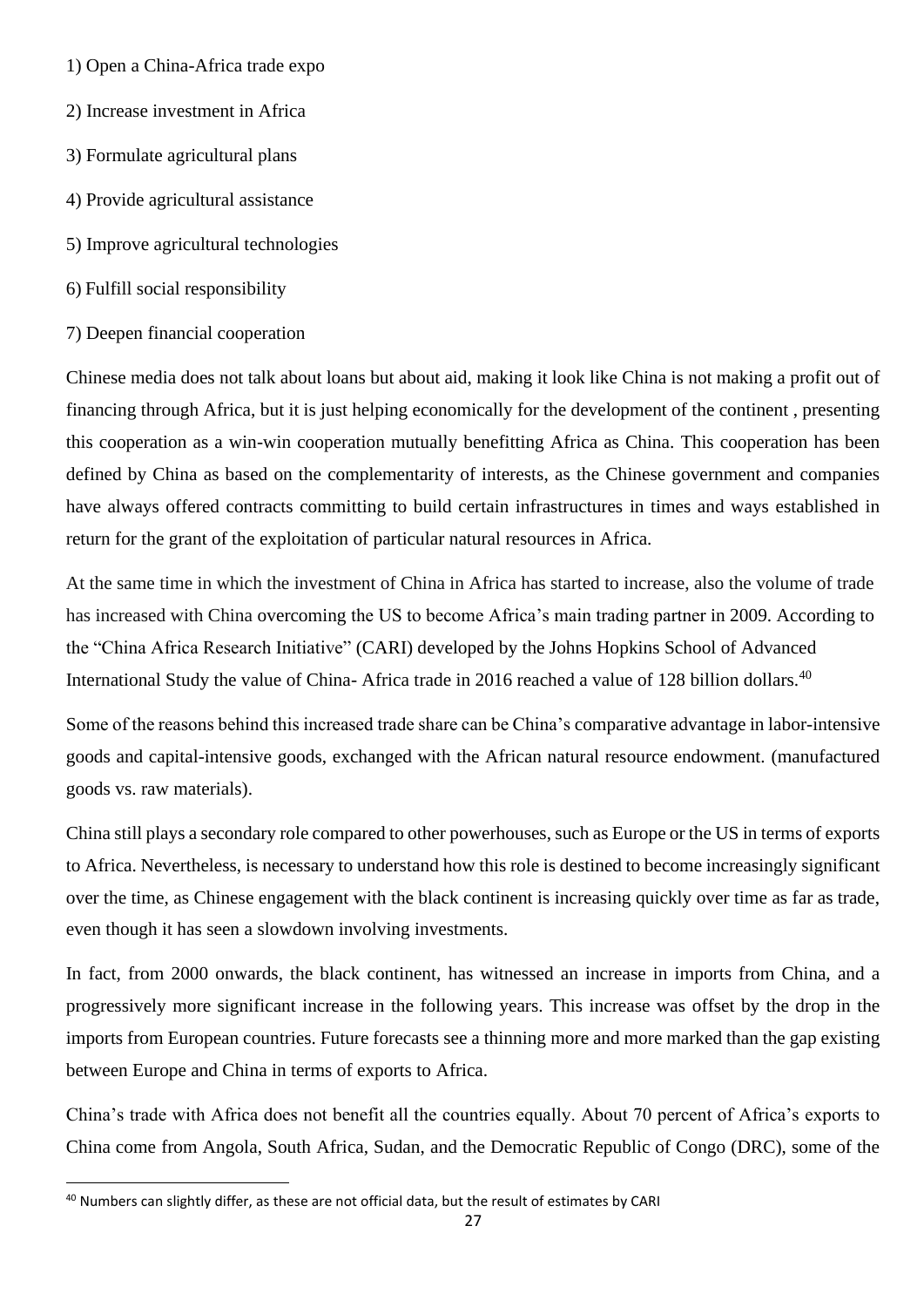1) Open a China-Africa trade expo

2) Increase investment in Africa

3) Formulate agricultural plans

4) Provide agricultural assistance

5) Improve agricultural technologies

6) Fulfill social responsibility

7) Deepen financial cooperation

Chinese media does not talk about loans but about aid, making it look like China is not making a profit out of financing through Africa, but it is just helping economically for the development of the continent , presenting this cooperation as a win-win cooperation mutually benefitting Africa as China. This cooperation has been defined by China as based on the complementarity of interests, as the Chinese government and companies have always offered contracts committing to build certain infrastructures in times and ways established in return for the grant of the exploitation of particular natural resources in Africa.

At the same time in which the investment of China in Africa has started to increase, also the volume of trade has increased with China overcoming the US to become Africa's main trading partner in 2009. According to the "China Africa Research Initiative" (CARI) developed by the Johns Hopkins School of Advanced International Study the value of China- Africa trade in 2016 reached a value of 128 billion dollars.[40]

Some of the reasons behind this increased trade share can be China's comparative advantage in labor-intensive goods and capital-intensive goods, exchanged with the African natural resource endowment. (manufactured goods vs. raw materials).

China still plays a secondary role compared to other powerhouses, such as Europe or the US in terms of exports to Africa. Nevertheless, is necessary to understand how this role is destined to become increasingly significant over the time, as Chinese engagement with the black continent is increasing quickly over time as far as trade, even though it has seen a slowdown involving investments.

In fact, from 2000 onwards, the black continent, has witnessed an increase in imports from China, and a progressively more significant increase in the following years. This increase was offset by the drop in the imports from European countries. Future forecasts see a thinning more and more marked than the gap existing between Europe and China in terms of exports to Africa.

China's trade with Africa does not benefit all the countries equally. About 70 percent of Africa's exports to China come from Angola, South Africa, Sudan, and the Democratic Republic of Congo (DRC), some of the

[40] Numbers can slightly differ, as these are not official data, but the result of estimates by CARI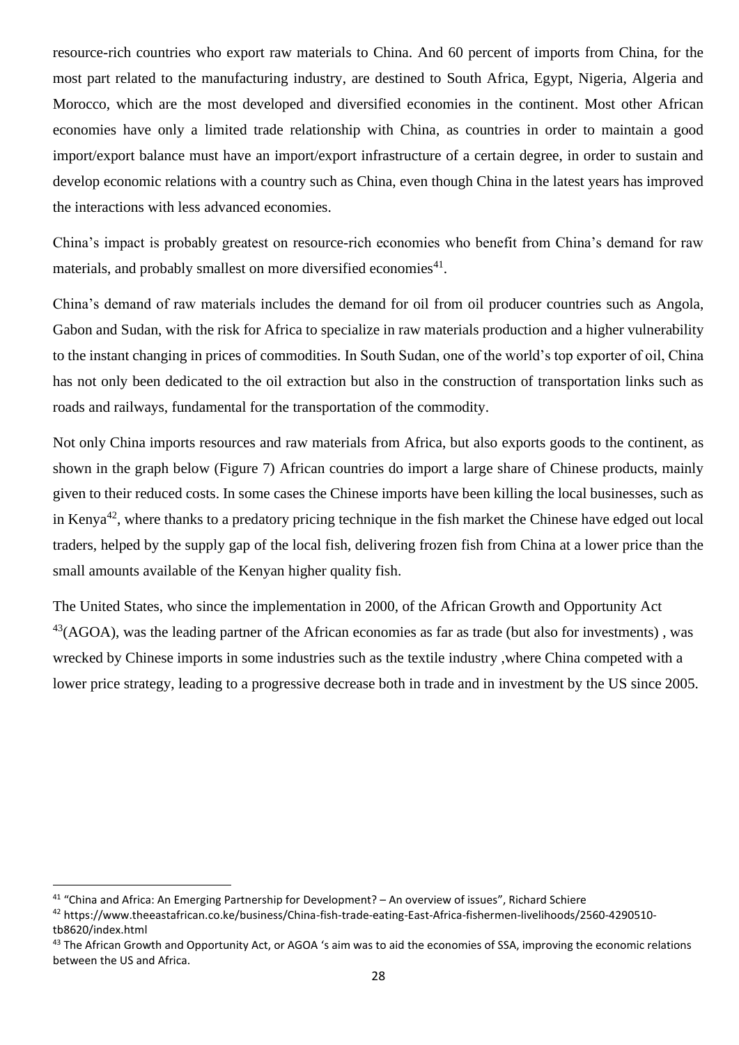resource-rich countries who export raw materials to China. And 60 percent of imports from China, for the most part related to the manufacturing industry, are destined to South Africa, Egypt, Nigeria, Algeria and Morocco, which are the most developed and diversified economies in the continent. Most other African economies have only a limited trade relationship with China, as countries in order to maintain a good import/export balance must have an import/export infrastructure of a certain degree, in order to sustain and develop economic relations with a country such as China, even though China in the latest years has improved the interactions with less advanced economies.

China's impact is probably greatest on resource-rich economies who benefit from China's demand for raw materials, and probably smallest on more diversified economies[41].

China's demand of raw materials includes the demand for oil from oil producer countries such as Angola, Gabon and Sudan, with the risk for Africa to specialize in raw materials production and a higher vulnerability to the instant changing in prices of commodities. In South Sudan, one of the world's top exporter of oil, China has not only been dedicated to the oil extraction but also in the construction of transportation links such as roads and railways, fundamental for the transportation of the commodity.

Not only China imports resources and raw materials from Africa, but also exports goods to the continent, as shown in the graph below (Figure 7) African countries do import a large share of Chinese products, mainly given to their reduced costs. In some cases the Chinese imports have been killing the local businesses, such as in Kenya[42], where thanks to a predatory pricing technique in the fish market the Chinese have edged out local traders, helped by the supply gap of the local fish, delivering frozen fish from China at a lower price than the small amounts available of the Kenyan higher quality fish.

The United States, who since the implementation in 2000, of the African Growth and Opportunity Act [43](AGOA), was the leading partner of the African economies as far as trade (but also for investments) , was wrecked by Chinese imports in some industries such as the textile industry ,where China competed with a lower price strategy, leading to a progressive decrease both in trade and in investment by the US since 2005.

---

[41] "China and Africa: An Emerging Partnership for Development? – An overview of issues", Richard Schiere

[42] https://www.theeastafrican.co.ke/business/China-fish-trade-eating-East-Africa-fishermen-livelihoods/2560-4290510-tb8620/index.html

[43] The African Growth and Opportunity Act, or AGOA 's aim was to aid the economies of SSA, improving the economic relations between the US and Africa.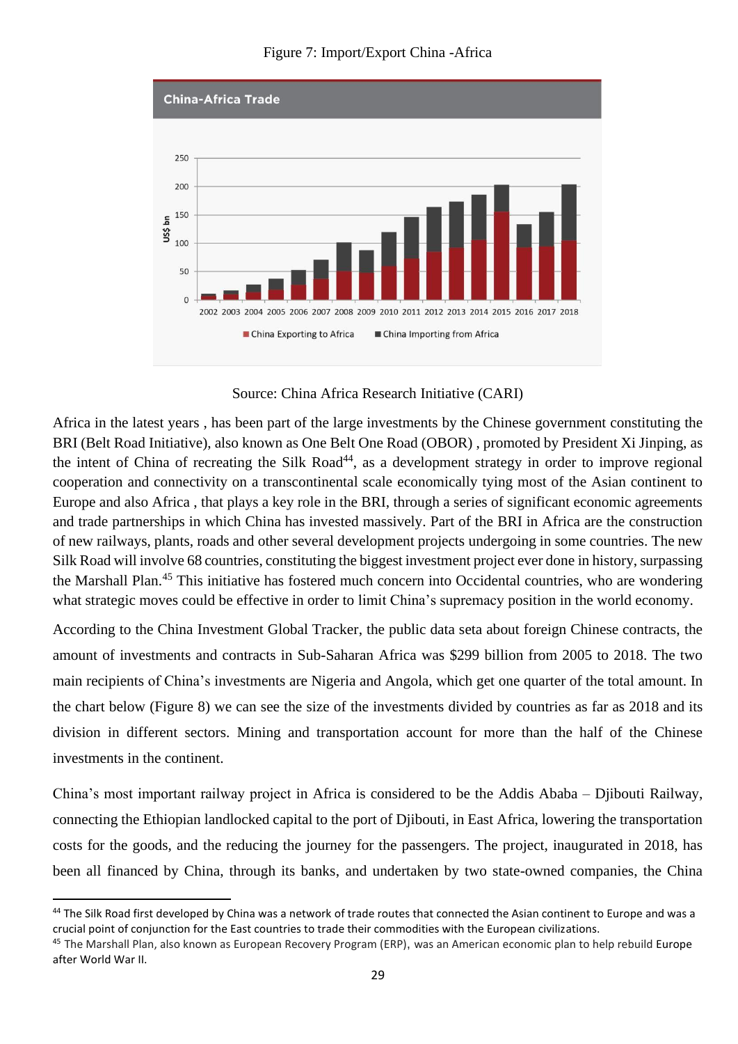Figure 7: Import/Export China -Africa

Source: China Africa Research Initiative (CARI)

Africa in the latest years , has been part of the large investments by the Chinese government constituting the BRI (Belt Road Initiative), also known as One Belt One Road (OBOR) , promoted by President Xi Jinping, as the intent of China of recreating the Silk Road[44], as a development strategy in order to improve regional cooperation and connectivity on a transcontinental scale economically tying most of the Asian continent to Europe and also Africa , that plays a key role in the BRI, through a series of significant economic agreements and trade partnerships in which China has invested massively. Part of the BRI in Africa are the construction of new railways, plants, roads and other several development projects undergoing in some countries. The new Silk Road will involve 68 countries, constituting the biggest investment project ever done in history, surpassing the Marshall Plan.[45] This initiative has fostered much concern into Occidental countries, who are wondering what strategic moves could be effective in order to limit China's supremacy position in the world economy.

According to the China Investment Global Tracker, the public data seta about foreign Chinese contracts, the amount of investments and contracts in Sub-Saharan Africa was $299 billion from 2005 to 2018. The two main recipients of China's investments are Nigeria and Angola, which get one quarter of the total amount. In the chart below (Figure 8) we can see the size of the investments divided by countries as far as 2018 and its division in different sectors. Mining and transportation account for more than the half of the Chinese investments in the continent.

China's most important railway project in Africa is considered to be the Addis Ababa – Djibouti Railway, connecting the Ethiopian landlocked capital to the port of Djibouti, in East Africa, lowering the transportation costs for the goods, and the reducing the journey for the passengers. The project, inaugurated in 2018, has been all financed by China, through its banks, and undertaken by two state-owned companies, the China

[44] The Silk Road first developed by China was a network of trade routes that connected the Asian continent to Europe and was a crucial point of conjunction for the East countries to trade their commodities with the European civilizations.

[45] The Marshall Plan, also known as European Recovery Program (ERP), was an American economic plan to help rebuild Europe after World War II.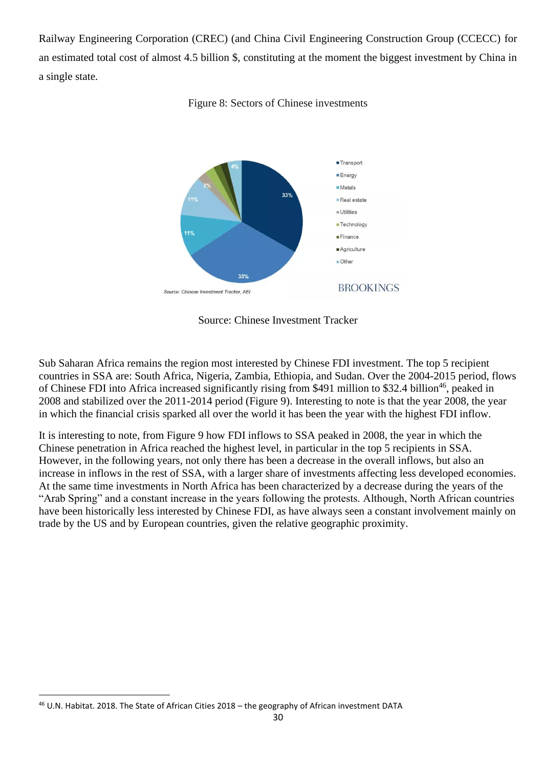Railway Engineering Corporation (CREC) (and China Civil Engineering Construction Group (CCECC) for an estimated total cost of almost 4.5 billion $, constituting at the moment the biggest investment by China in a single state.

Figure 8: Sectors of Chinese investments

Source: Chinese Investment Tracker

Sub Saharan Africa remains the region most interested by Chinese FDI investment. The top 5 recipient countries in SSA are: South Africa, Nigeria, Zambia, Ethiopia, and Sudan. Over the 2004-2015 period, flows of Chinese FDI into Africa increased significantly rising from $491 million to $32.4 billion[46], peaked in 2008 and stabilized over the 2011-2014 period (Figure 9). Interesting to note is that the year 2008, the year in which the financial crisis sparked all over the world it has been the year with the highest FDI inflow.

It is interesting to note, from Figure 9 how FDI inflows to SSA peaked in 2008, the year in which the Chinese penetration in Africa reached the highest level, in particular in the top 5 recipients in SSA. However, in the following years, not only there has been a decrease in the overall inflows, but also an increase in inflows in the rest of SSA, with a larger share of investments affecting less developed economies. At the same time investments in North Africa has been characterized by a decrease during the years of the "Arab Spring" and a constant increase in the years following the protests. Although, North African countries have been historically less interested by Chinese FDI, as have always seen a constant involvement mainly on trade by the US and by European countries, given the relative geographic proximity.

[46] U.N. Habitat. 2018. The State of African Cities 2018 – the geography of African investment DATA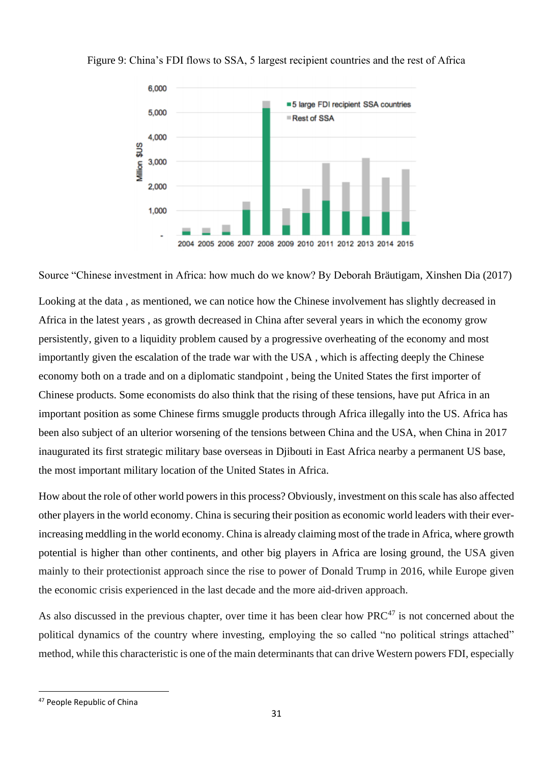Figure 9: China's FDI flows to SSA, 5 largest recipient countries and the rest of Africa

Source "Chinese investment in Africa: how much do we know? By Deborah Bräutigam, Xinshen Dia (2017)

Looking at the data , as mentioned, we can notice how the Chinese involvement has slightly decreased in Africa in the latest years , as growth decreased in China after several years in which the economy grow persistently, given to a liquidity problem caused by a progressive overheating of the economy and most importantly given the escalation of the trade war with the USA , which is affecting deeply the Chinese economy both on a trade and on a diplomatic standpoint , being the United States the first importer of Chinese products. Some economists do also think that the rising of these tensions, have put Africa in an important position as some Chinese firms smuggle products through Africa illegally into the US. Africa has been also subject of an ulterior worsening of the tensions between China and the USA, when China in 2017 inaugurated its first strategic military base overseas in Djibouti in East Africa nearby a permanent US base, the most important military location of the United States in Africa.

How about the role of other world powers in this process? Obviously, investment on this scale has also affected other players in the world economy. China is securing their position as economic world leaders with their ever-increasing meddling in the world economy. China is already claiming most of the trade in Africa, where growth potential is higher than other continents, and other big players in Africa are losing ground, the USA given mainly to their protectionist approach since the rise to power of Donald Trump in 2016, while Europe given the economic crisis experienced in the last decade and the more aid-driven approach.

As also discussed in the previous chapter, over time it has been clear how PRC[47] is not concerned about the political dynamics of the country where investing, employing the so called "no political strings attached" method, while this characteristic is one of the main determinants that can drive Western powers FDI, especially

[47] People Republic of China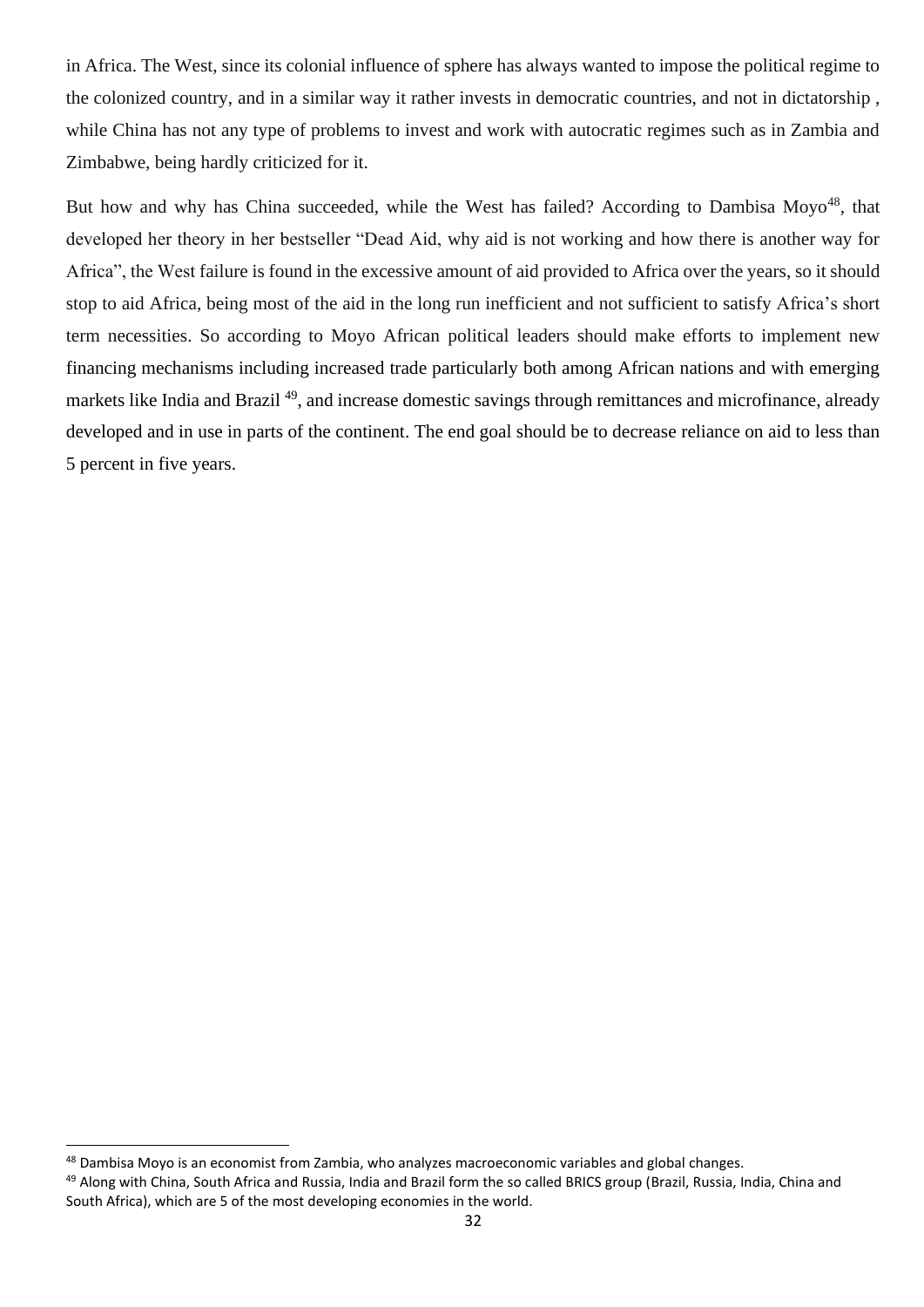in Africa. The West, since its colonial influence of sphere has always wanted to impose the political regime to the colonized country, and in a similar way it rather invests in democratic countries, and not in dictatorship , while China has not any type of problems to invest and work with autocratic regimes such as in Zambia and Zimbabwe, being hardly criticized for it.

But how and why has China succeeded, while the West has failed? According to Dambisa Moyo[48], that developed her theory in her bestseller "Dead Aid, why aid is not working and how there is another way for Africa", the West failure is found in the excessive amount of aid provided to Africa over the years, so it should stop to aid Africa, being most of the aid in the long run inefficient and not sufficient to satisfy Africa's short term necessities. So according to Moyo African political leaders should make efforts to implement new financing mechanisms including increased trade particularly both among African nations and with emerging markets like India and Brazil [49], and increase domestic savings through remittances and microfinance, already developed and in use in parts of the continent. The end goal should be to decrease reliance on aid to less than 5 percent in five years.

[48] Dambisa Moyo is an economist from Zambia, who analyzes macroeconomic variables and global changes.

[49] Along with China, South Africa and Russia, India and Brazil form the so called BRICS group (Brazil, Russia, India, China and South Africa), which are 5 of the most developing economies in the world.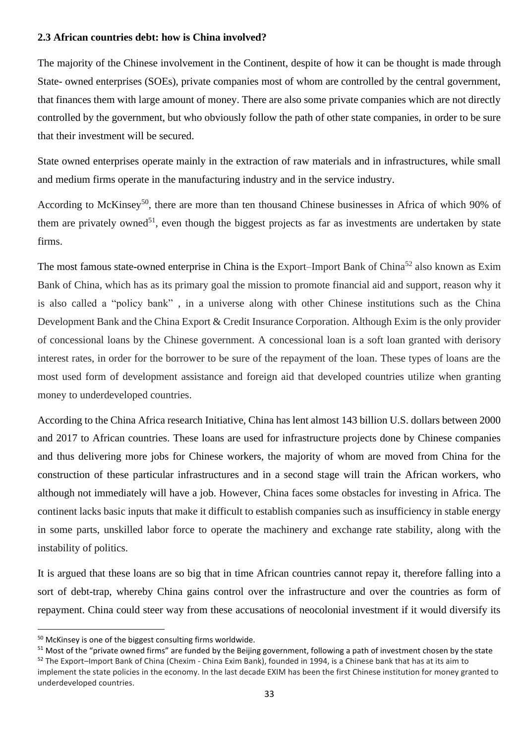### 2.3 African countries debt: how is China involved?

The majority of the Chinese involvement in the Continent, despite of how it can be thought is made through State- owned enterprises (SOEs), private companies most of whom are controlled by the central government, that finances them with large amount of money. There are also some private companies which are not directly controlled by the government, but who obviously follow the path of other state companies, in order to be sure that their investment will be secured.

State owned enterprises operate mainly in the extraction of raw materials and in infrastructures, while small and medium firms operate in the manufacturing industry and in the service industry.

According to McKinsey[50], there are more than ten thousand Chinese businesses in Africa of which 90% of them are privately owned[51], even though the biggest projects as far as investments are undertaken by state firms.

The most famous state-owned enterprise in China is the Export–Import Bank of China[52] also known as Exim Bank of China, which has as its primary goal the mission to promote financial aid and support, reason why it is also called a "policy bank" , in a universe along with other Chinese institutions such as the China Development Bank and the China Export & Credit Insurance Corporation. Although Exim is the only provider of concessional loans by the Chinese government. A concessional loan is a soft loan granted with derisory interest rates, in order for the borrower to be sure of the repayment of the loan. These types of loans are the most used form of development assistance and foreign aid that developed countries utilize when granting money to underdeveloped countries.

According to the China Africa research Initiative, China has lent almost 143 billion U.S. dollars between 2000 and 2017 to African countries. These loans are used for infrastructure projects done by Chinese companies and thus delivering more jobs for Chinese workers, the majority of whom are moved from China for the construction of these particular infrastructures and in a second stage will train the African workers, who although not immediately will have a job. However, China faces some obstacles for investing in Africa. The continent lacks basic inputs that make it difficult to establish companies such as insufficiency in stable energy in some parts, unskilled labor force to operate the machinery and exchange rate stability, along with the instability of politics.

It is argued that these loans are so big that in time African countries cannot repay it, therefore falling into a sort of debt-trap, whereby China gains control over the infrastructure and over the countries as form of repayment. China could steer way from these accusations of neocolonial investment if it would diversify its

---

[50] McKinsey is one of the biggest consulting firms worldwide.

[51] Most of the "private owned firms" are funded by the Beijing government, following a path of investment chosen by the state

[52] The Export–Import Bank of China (Chexim - China Exim Bank), founded in 1994, is a Chinese bank that has at its aim to implement the state policies in the economy. In the last decade EXIM has been the first Chinese institution for money granted to underdeveloped countries.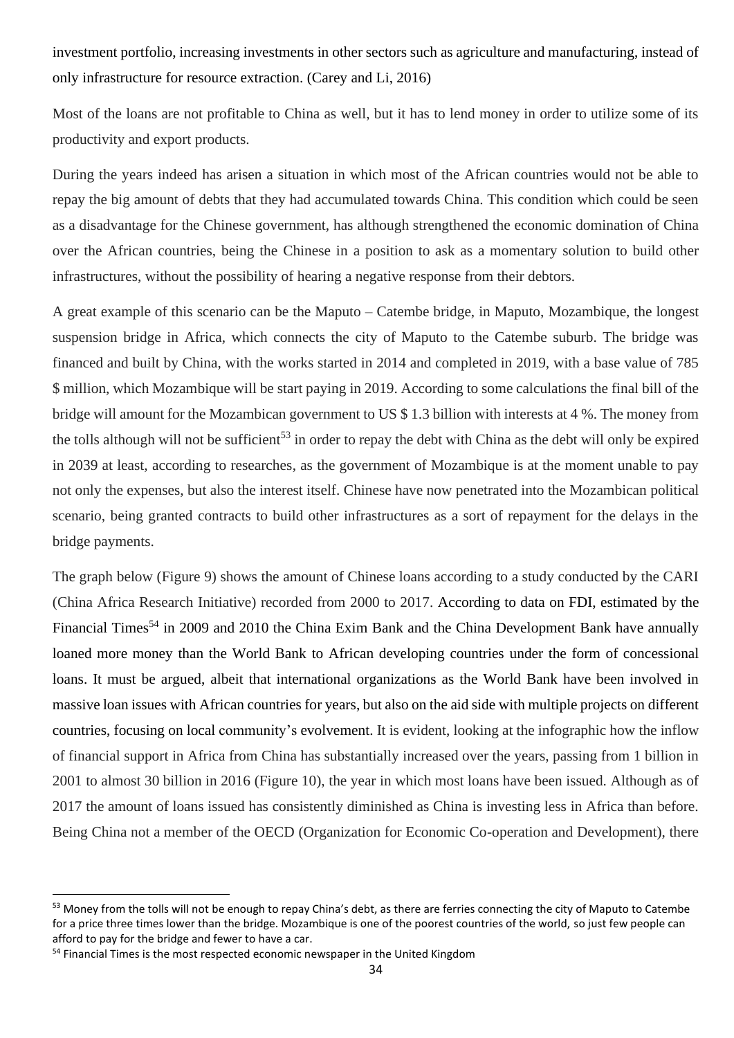investment portfolio, increasing investments in other sectors such as agriculture and manufacturing, instead of only infrastructure for resource extraction. (Carey and Li, 2016)

Most of the loans are not profitable to China as well, but it has to lend money in order to utilize some of its productivity and export products.

During the years indeed has arisen a situation in which most of the African countries would not be able to repay the big amount of debts that they had accumulated towards China. This condition which could be seen as a disadvantage for the Chinese government, has although strengthened the economic domination of China over the African countries, being the Chinese in a position to ask as a momentary solution to build other infrastructures, without the possibility of hearing a negative response from their debtors.

A great example of this scenario can be the Maputo – Catembe bridge, in Maputo, Mozambique, the longest suspension bridge in Africa, which connects the city of Maputo to the Catembe suburb. The bridge was financed and built by China, with the works started in 2014 and completed in 2019, with a base value of 785 $ million, which Mozambique will be start paying in 2019. According to some calculations the final bill of the bridge will amount for the Mozambican government to US $ 1.3 billion with interests at 4 %. The money from the tolls although will not be sufficient[53] in order to repay the debt with China as the debt will only be expired in 2039 at least, according to researches, as the government of Mozambique is at the moment unable to pay not only the expenses, but also the interest itself. Chinese have now penetrated into the Mozambican political scenario, being granted contracts to build other infrastructures as a sort of repayment for the delays in the bridge payments.

The graph below (Figure 9) shows the amount of Chinese loans according to a study conducted by the CARI (China Africa Research Initiative) recorded from 2000 to 2017. According to data on FDI, estimated by the Financial Times[54] in 2009 and 2010 the China Exim Bank and the China Development Bank have annually loaned more money than the World Bank to African developing countries under the form of concessional loans. It must be argued, albeit that international organizations as the World Bank have been involved in massive loan issues with African countries for years, but also on the aid side with multiple projects on different countries, focusing on local community's evolvement. It is evident, looking at the infographic how the inflow of financial support in Africa from China has substantially increased over the years, passing from 1 billion in 2001 to almost 30 billion in 2016 (Figure 10), the year in which most loans have been issued. Although as of 2017 the amount of loans issued has consistently diminished as China is investing less in Africa than before. Being China not a member of the OECD (Organization for Economic Co-operation and Development), there

---

[53] Money from the tolls will not be enough to repay China's debt, as there are ferries connecting the city of Maputo to Catembe for a price three times lower than the bridge. Mozambique is one of the poorest countries of the world, so just few people can afford to pay for the bridge and fewer to have a car.

[54] Financial Times is the most respected economic newspaper in the United Kingdom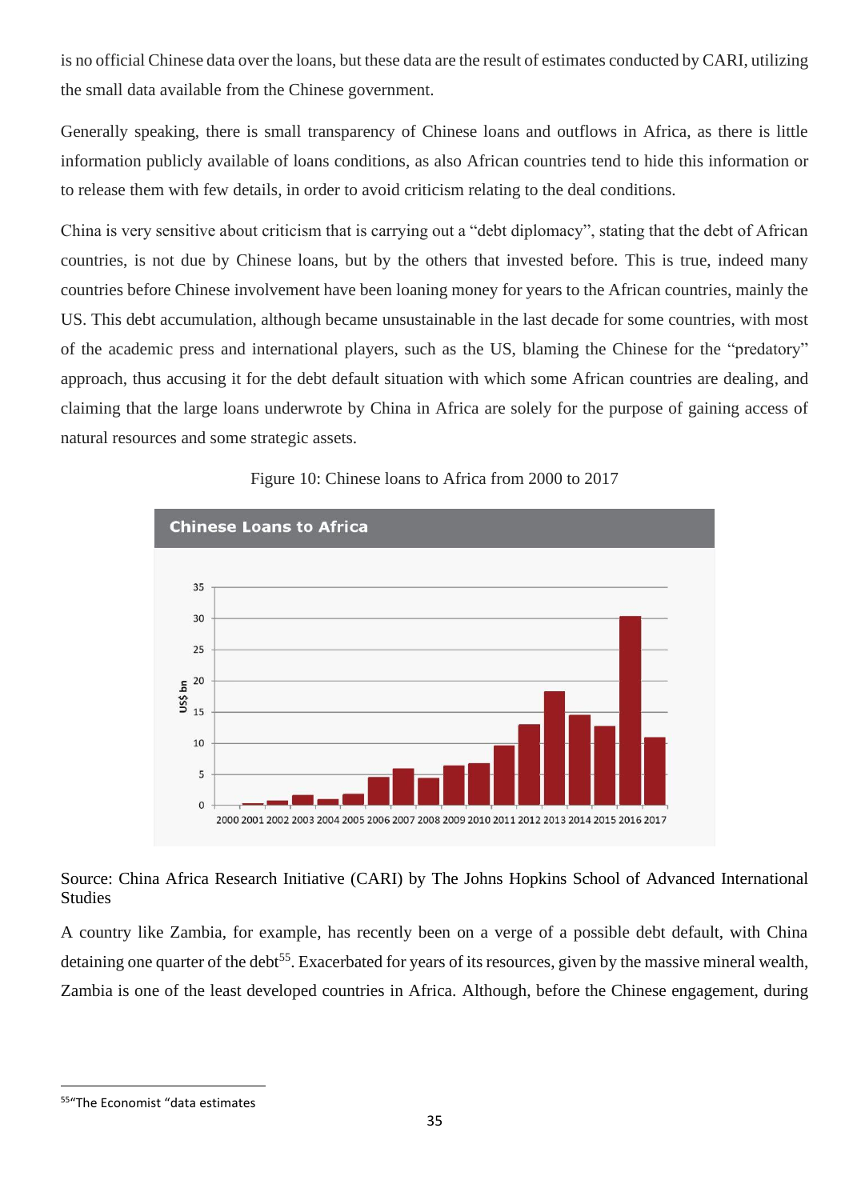is no official Chinese data over the loans, but these data are the result of estimates conducted by CARI, utilizing the small data available from the Chinese government.

Generally speaking, there is small transparency of Chinese loans and outflows in Africa, as there is little information publicly available of loans conditions, as also African countries tend to hide this information or to release them with few details, in order to avoid criticism relating to the deal conditions.

China is very sensitive about criticism that is carrying out a "debt diplomacy", stating that the debt of African countries, is not due by Chinese loans, but by the others that invested before. This is true, indeed many countries before Chinese involvement have been loaning money for years to the African countries, mainly the US. This debt accumulation, although became unsustainable in the last decade for some countries, with most of the academic press and international players, such as the US, blaming the Chinese for the "predatory" approach, thus accusing it for the debt default situation with which some African countries are dealing, and claiming that the large loans underwrote by China in Africa are solely for the purpose of gaining access of natural resources and some strategic assets.

Figure 10: Chinese loans to Africa from 2000 to 2017

Source: China Africa Research Initiative (CARI) by The Johns Hopkins School of Advanced International Studies

A country like Zambia, for example, has recently been on a verge of a possible debt default, with China detaining one quarter of the debt[55]. Exacerbated for years of its resources, given by the massive mineral wealth, Zambia is one of the least developed countries in Africa. Although, before the Chinese engagement, during

[55] "The Economist "data estimates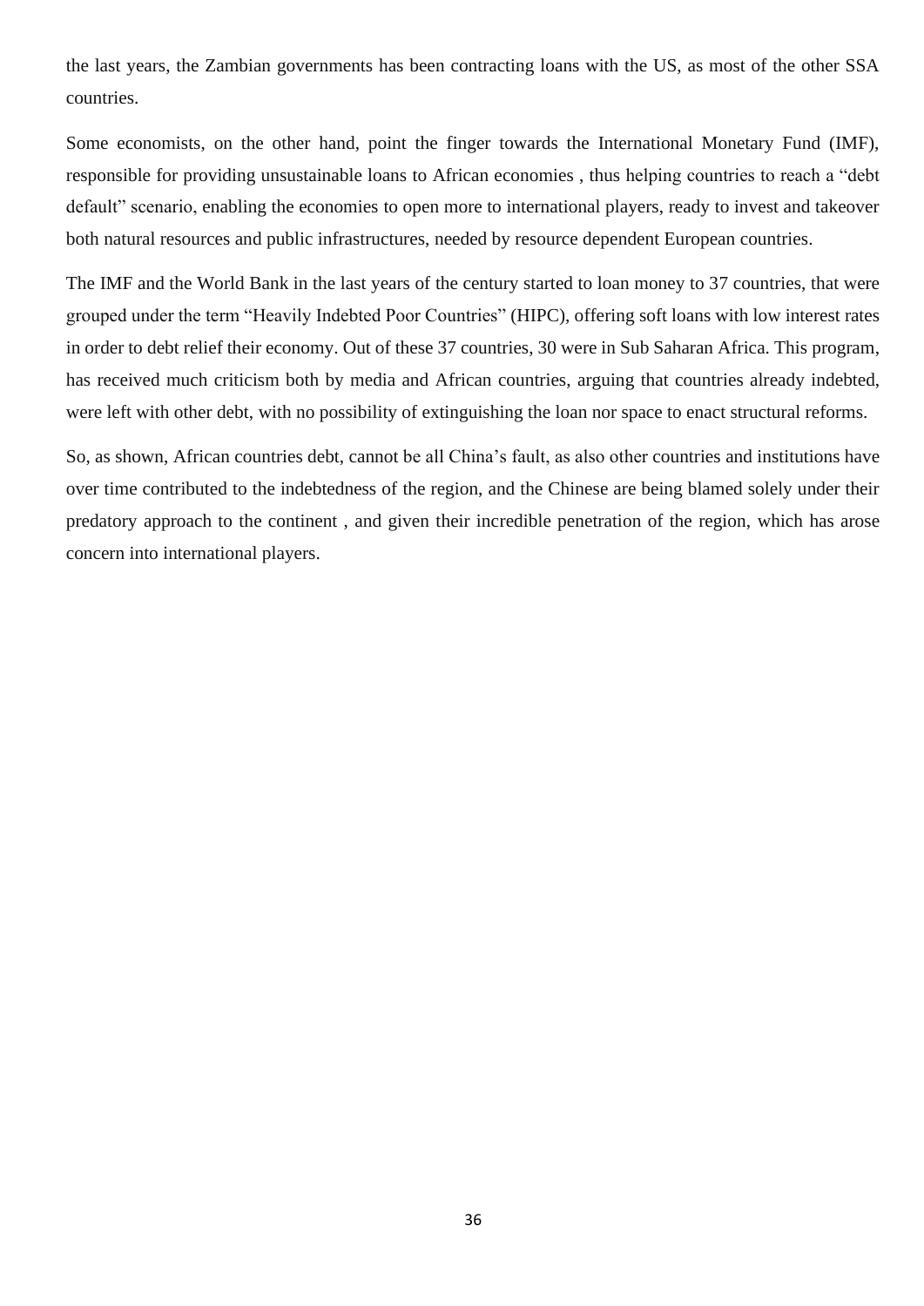the last years, the Zambian governments has been contracting loans with the US, as most of the other SSA countries.

Some economists, on the other hand, point the finger towards the International Monetary Fund (IMF), responsible for providing unsustainable loans to African economies , thus helping countries to reach a "debt default" scenario, enabling the economies to open more to international players, ready to invest and takeover both natural resources and public infrastructures, needed by resource dependent European countries.

The IMF and the World Bank in the last years of the century started to loan money to 37 countries, that were grouped under the term "Heavily Indebted Poor Countries" (HIPC), offering soft loans with low interest rates in order to debt relief their economy. Out of these 37 countries, 30 were in Sub Saharan Africa. This program, has received much criticism both by media and African countries, arguing that countries already indebted, were left with other debt, with no possibility of extinguishing the loan nor space to enact structural reforms.

So, as shown, African countries debt, cannot be all China's fault, as also other countries and institutions have over time contributed to the indebtedness of the region, and the Chinese are being blamed solely under their predatory approach to the continent , and given their incredible penetration of the region, which has arose concern into international players.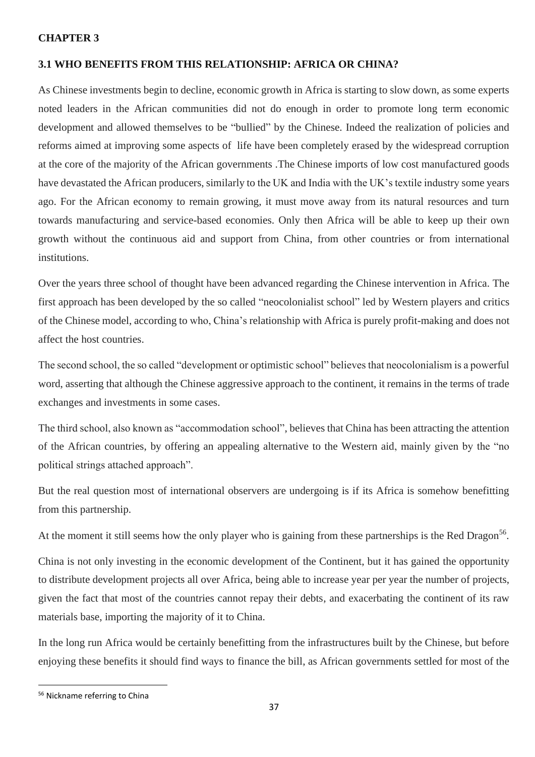**CHAPTER 3**

## 3.1 WHO BENEFITS FROM THIS RELATIONSHIP: AFRICA OR CHINA?

As Chinese investments begin to decline, economic growth in Africa is starting to slow down, as some experts noted leaders in the African communities did not do enough in order to promote long term economic development and allowed themselves to be "bullied" by the Chinese. Indeed the realization of policies and reforms aimed at improving some aspects of life have been completely erased by the widespread corruption at the core of the majority of the African governments .The Chinese imports of low cost manufactured goods have devastated the African producers, similarly to the UK and India with the UK's textile industry some years ago. For the African economy to remain growing, it must move away from its natural resources and turn towards manufacturing and service-based economies. Only then Africa will be able to keep up their own growth without the continuous aid and support from China, from other countries or from international institutions.

Over the years three school of thought have been advanced regarding the Chinese intervention in Africa. The first approach has been developed by the so called "neocolonialist school" led by Western players and critics of the Chinese model, according to who, China's relationship with Africa is purely profit-making and does not affect the host countries.

The second school, the so called "development or optimistic school" believes that neocolonialism is a powerful word, asserting that although the Chinese aggressive approach to the continent, it remains in the terms of trade exchanges and investments in some cases.

The third school, also known as "accommodation school", believes that China has been attracting the attention of the African countries, by offering an appealing alternative to the Western aid, mainly given by the "no political strings attached approach".

But the real question most of international observers are undergoing is if its Africa is somehow benefitting from this partnership.

At the moment it still seems how the only player who is gaining from these partnerships is the Red Dragon[56].

China is not only investing in the economic development of the Continent, but it has gained the opportunity to distribute development projects all over Africa, being able to increase year per year the number of projects, given the fact that most of the countries cannot repay their debts, and exacerbating the continent of its raw materials base, importing the majority of it to China.

In the long run Africa would be certainly benefitting from the infrastructures built by the Chinese, but before enjoying these benefits it should find ways to finance the bill, as African governments settled for most of the

[56] Nickname referring to China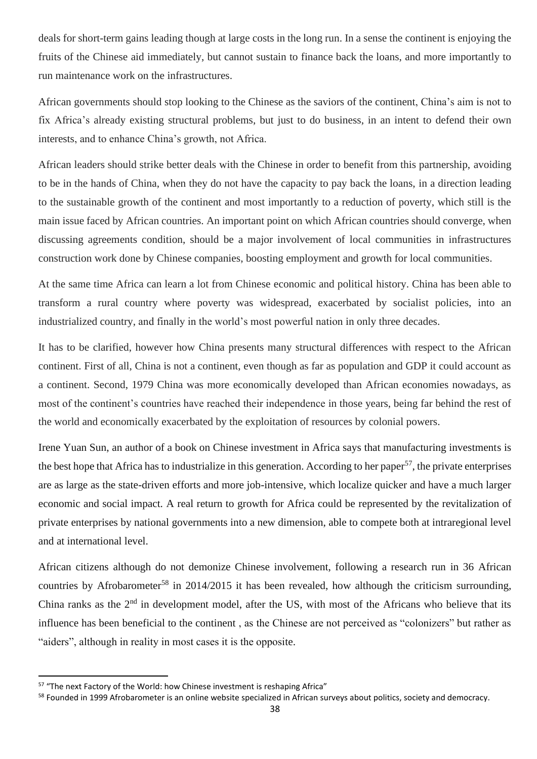deals for short-term gains leading though at large costs in the long run. In a sense the continent is enjoying the fruits of the Chinese aid immediately, but cannot sustain to finance back the loans, and more importantly to run maintenance work on the infrastructures.

African governments should stop looking to the Chinese as the saviors of the continent, China's aim is not to fix Africa's already existing structural problems, but just to do business, in an intent to defend their own interests, and to enhance China's growth, not Africa.

African leaders should strike better deals with the Chinese in order to benefit from this partnership, avoiding to be in the hands of China, when they do not have the capacity to pay back the loans, in a direction leading to the sustainable growth of the continent and most importantly to a reduction of poverty, which still is the main issue faced by African countries. An important point on which African countries should converge, when discussing agreements condition, should be a major involvement of local communities in infrastructures construction work done by Chinese companies, boosting employment and growth for local communities.

At the same time Africa can learn a lot from Chinese economic and political history. China has been able to transform a rural country where poverty was widespread, exacerbated by socialist policies, into an industrialized country, and finally in the world's most powerful nation in only three decades.

It has to be clarified, however how China presents many structural differences with respect to the African continent. First of all, China is not a continent, even though as far as population and GDP it could account as a continent. Second, 1979 China was more economically developed than African economies nowadays, as most of the continent's countries have reached their independence in those years, being far behind the rest of the world and economically exacerbated by the exploitation of resources by colonial powers.

Irene Yuan Sun, an author of a book on Chinese investment in Africa says that manufacturing investments is the best hope that Africa has to industrialize in this generation. According to her paper[57], the private enterprises are as large as the state-driven efforts and more job-intensive, which localize quicker and have a much larger economic and social impact. A real return to growth for Africa could be represented by the revitalization of private enterprises by national governments into a new dimension, able to compete both at intraregional level and at international level.

African citizens although do not demonize Chinese involvement, following a research run in 36 African countries by Afrobarometer[58] in 2014/2015 it has been revealed, how although the criticism surrounding, China ranks as the 2nd in development model, after the US, with most of the Africans who believe that its influence has been beneficial to the continent , as the Chinese are not perceived as "colonizers" but rather as "aiders", although in reality in most cases it is the opposite.

---

[57] "The next Factory of the World: how Chinese investment is reshaping Africa"

[58] Founded in 1999 Afrobarometer is an online website specialized in African surveys about politics, society and democracy.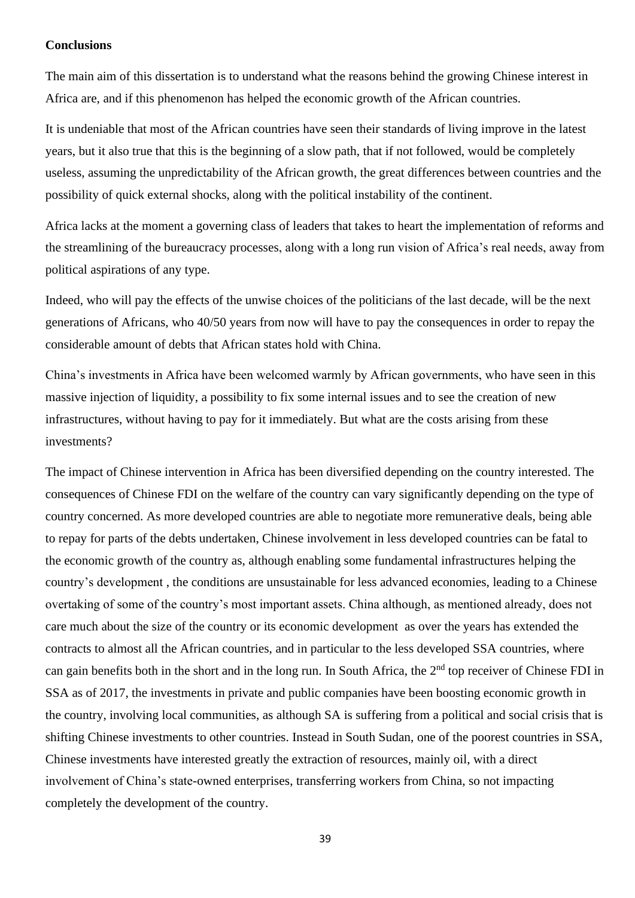**Conclusions**

The main aim of this dissertation is to understand what the reasons behind the growing Chinese interest in Africa are, and if this phenomenon has helped the economic growth of the African countries.

It is undeniable that most of the African countries have seen their standards of living improve in the latest years, but it also true that this is the beginning of a slow path, that if not followed, would be completely useless, assuming the unpredictability of the African growth, the great differences between countries and the possibility of quick external shocks, along with the political instability of the continent.

Africa lacks at the moment a governing class of leaders that takes to heart the implementation of reforms and the streamlining of the bureaucracy processes, along with a long run vision of Africa's real needs, away from political aspirations of any type.

Indeed, who will pay the effects of the unwise choices of the politicians of the last decade, will be the next generations of Africans, who 40/50 years from now will have to pay the consequences in order to repay the considerable amount of debts that African states hold with China.

China's investments in Africa have been welcomed warmly by African governments, who have seen in this massive injection of liquidity, a possibility to fix some internal issues and to see the creation of new infrastructures, without having to pay for it immediately. But what are the costs arising from these investments?

The impact of Chinese intervention in Africa has been diversified depending on the country interested. The consequences of Chinese FDI on the welfare of the country can vary significantly depending on the type of country concerned. As more developed countries are able to negotiate more remunerative deals, being able to repay for parts of the debts undertaken, Chinese involvement in less developed countries can be fatal to the economic growth of the country as, although enabling some fundamental infrastructures helping the country's development , the conditions are unsustainable for less advanced economies, leading to a Chinese overtaking of some of the country's most important assets. China although, as mentioned already, does not care much about the size of the country or its economic development as over the years has extended the contracts to almost all the African countries, and in particular to the less developed SSA countries, where can gain benefits both in the short and in the long run. In South Africa, the 2nd top receiver of Chinese FDI in SSA as of 2017, the investments in private and public companies have been boosting economic growth in the country, involving local communities, as although SA is suffering from a political and social crisis that is shifting Chinese investments to other countries. Instead in South Sudan, one of the poorest countries in SSA, Chinese investments have interested greatly the extraction of resources, mainly oil, with a direct involvement of China's state-owned enterprises, transferring workers from China, so not impacting completely the development of the country.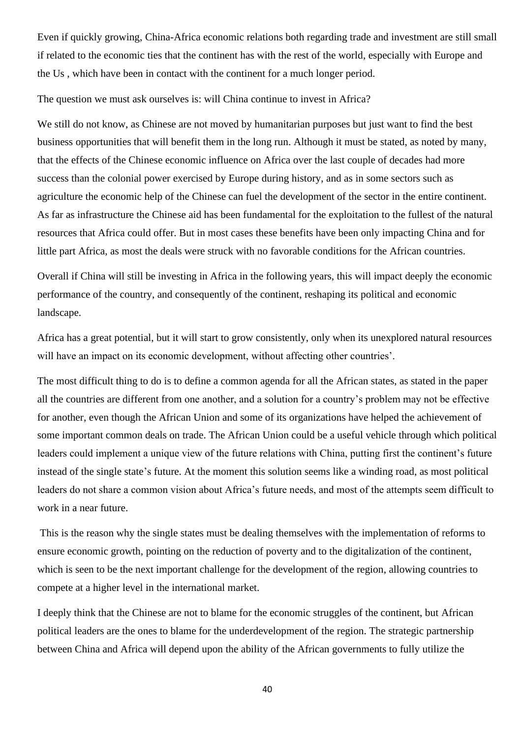Even if quickly growing, China-Africa economic relations both regarding trade and investment are still small if related to the economic ties that the continent has with the rest of the world, especially with Europe and the Us , which have been in contact with the continent for a much longer period.

The question we must ask ourselves is: will China continue to invest in Africa?

We still do not know, as Chinese are not moved by humanitarian purposes but just want to find the best business opportunities that will benefit them in the long run. Although it must be stated, as noted by many, that the effects of the Chinese economic influence on Africa over the last couple of decades had more success than the colonial power exercised by Europe during history, and as in some sectors such as agriculture the economic help of the Chinese can fuel the development of the sector in the entire continent. As far as infrastructure the Chinese aid has been fundamental for the exploitation to the fullest of the natural resources that Africa could offer. But in most cases these benefits have been only impacting China and for little part Africa, as most the deals were struck with no favorable conditions for the African countries.

Overall if China will still be investing in Africa in the following years, this will impact deeply the economic performance of the country, and consequently of the continent, reshaping its political and economic landscape.

Africa has a great potential, but it will start to grow consistently, only when its unexplored natural resources will have an impact on its economic development, without affecting other countries'.

The most difficult thing to do is to define a common agenda for all the African states, as stated in the paper all the countries are different from one another, and a solution for a country's problem may not be effective for another, even though the African Union and some of its organizations have helped the achievement of some important common deals on trade. The African Union could be a useful vehicle through which political leaders could implement a unique view of the future relations with China, putting first the continent's future instead of the single state's future. At the moment this solution seems like a winding road, as most political leaders do not share a common vision about Africa's future needs, and most of the attempts seem difficult to work in a near future.

This is the reason why the single states must be dealing themselves with the implementation of reforms to ensure economic growth, pointing on the reduction of poverty and to the digitalization of the continent, which is seen to be the next important challenge for the development of the region, allowing countries to compete at a higher level in the international market.

I deeply think that the Chinese are not to blame for the economic struggles of the continent, but African political leaders are the ones to blame for the underdevelopment of the region. The strategic partnership between China and Africa will depend upon the ability of the African governments to fully utilize the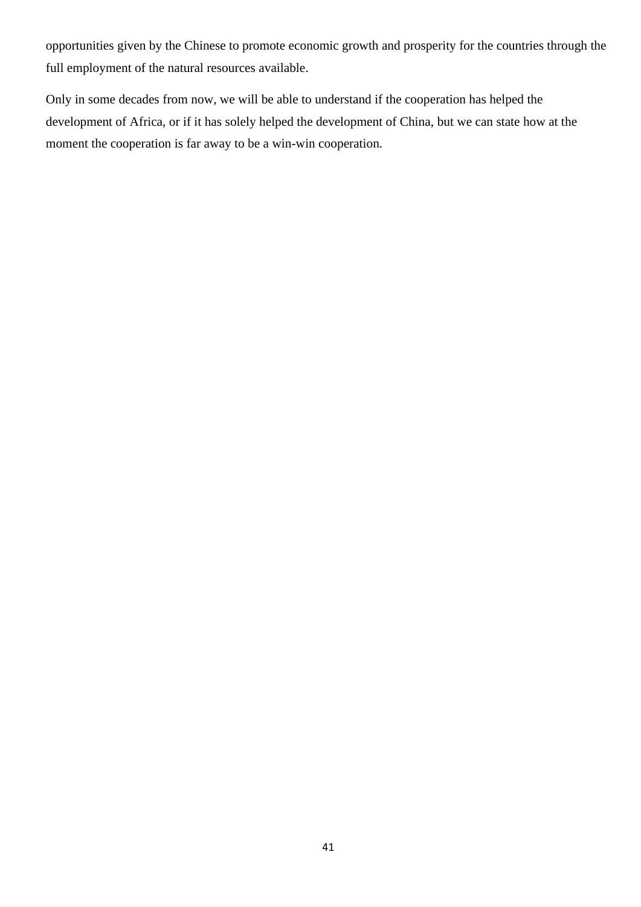opportunities given by the Chinese to promote economic growth and prosperity for the countries through the full employment of the natural resources available.

Only in some decades from now, we will be able to understand if the cooperation has helped the development of Africa, or if it has solely helped the development of China, but we can state how at the moment the cooperation is far away to be a win-win cooperation.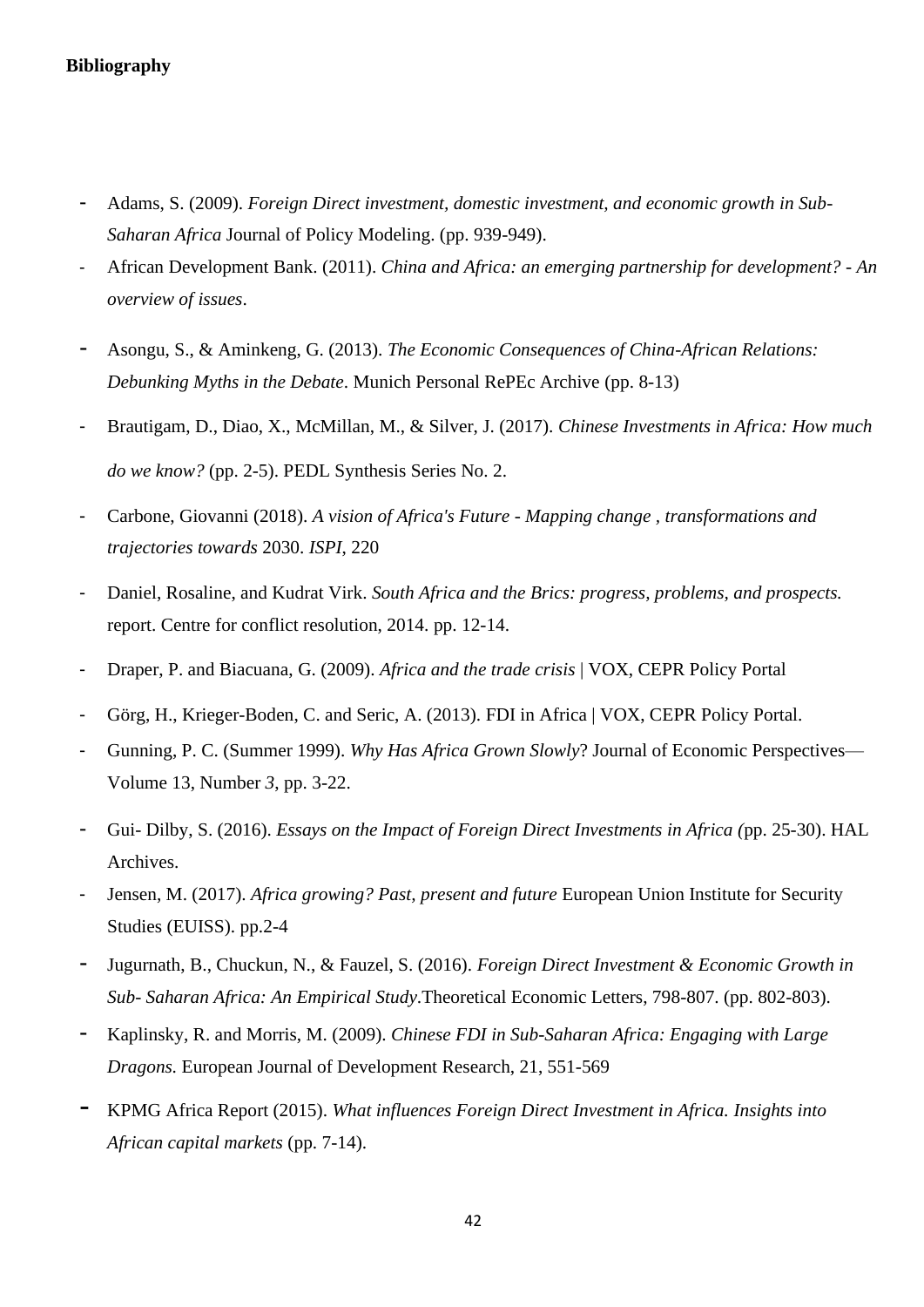**Bibliography**

- Adams, S. (2009). *Foreign Direct investment, domestic investment, and economic growth in Sub-Saharan Africa* Journal of Policy Modeling. (pp. 939-949).
- African Development Bank. (2011). *China and Africa: an emerging partnership for development? - An overview of issues*.
- Asongu, S., & Aminkeng, G. (2013). *The Economic Consequences of China-African Relations: Debunking Myths in the Debate*. Munich Personal RePEc Archive (pp. 8-13)
- Brautigam, D., Diao, X., McMillan, M., & Silver, J. (2017). *Chinese Investments in Africa: How much do we know?* (pp. 2-5). PEDL Synthesis Series No. 2.
- Carbone, Giovanni (2018). *A vision of Africa's Future - Mapping change , transformations and trajectories towards* 2030. *ISPI*, 220
- Daniel, Rosaline, and Kudrat Virk. *South Africa and the Brics: progress, problems, and prospects.* report. Centre for conflict resolution, 2014. pp. 12-14.
- Draper, P. and Biacuana, G. (2009). *Africa and the trade crisis* | VOX, CEPR Policy Portal
- Görg, H., Krieger-Boden, C. and Seric, A. (2013). FDI in Africa | VOX, CEPR Policy Portal.
- Gunning, P. C. (Summer 1999). *Why Has Africa Grown Slowly*? Journal of Economic Perspectives— Volume 13, Number *3*, pp. 3-22.
- Gui- Dilby, S. (2016). *Essays on the Impact of Foreign Direct Investments in Africa (*pp. 25-30). HAL Archives.
- Jensen, M. (2017). *Africa growing? Past, present and future* European Union Institute for Security Studies (EUISS). pp.2-4
- Jugurnath, B., Chuckun, N., & Fauzel, S. (2016). *Foreign Direct Investment & Economic Growth in Sub- Saharan Africa: An Empirical Study*.Theoretical Economic Letters, 798-807. (pp. 802-803).
- Kaplinsky, R. and Morris, M. (2009). *Chinese FDI in Sub-Saharan Africa: Engaging with Large Dragons.* European Journal of Development Research, 21, 551-569
- KPMG Africa Report (2015). *What influences Foreign Direct Investment in Africa. Insights into African capital markets* (pp. 7-14).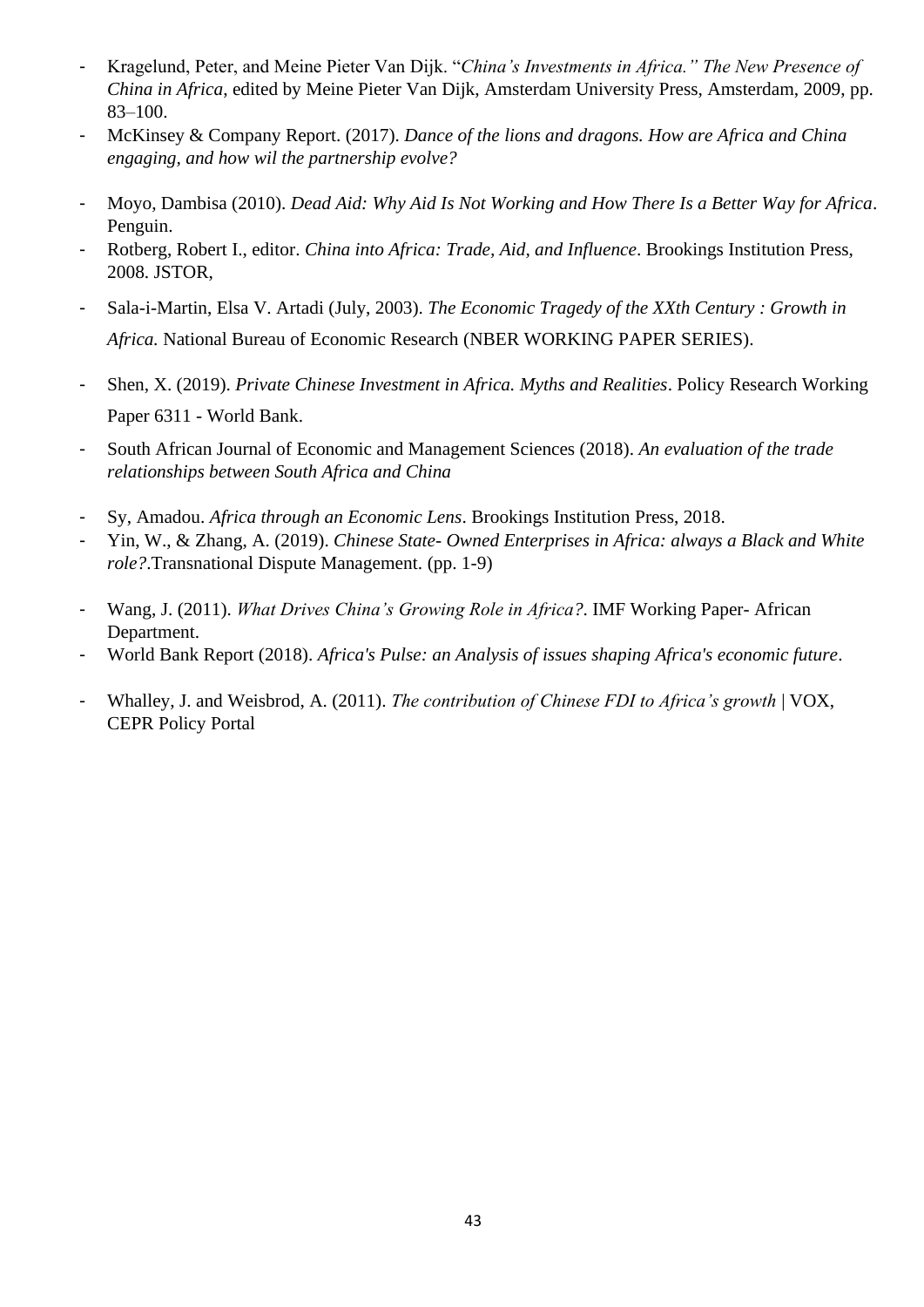- Kragelund, Peter, and Meine Pieter Van Dijk. "*China's Investments in Africa." The New Presence of China in Africa*, edited by Meine Pieter Van Dijk, Amsterdam University Press, Amsterdam, 2009, pp. 83–100.
- McKinsey & Company Report. (2017). *Dance of the lions and dragons. How are Africa and China engaging, and how wil the partnership evolve?*
- Moyo, Dambisa (2010). *Dead Aid: Why Aid Is Not Working and How There Is a Better Way for Africa*. Penguin.
- Rotberg, Robert I., editor. *China into Africa: Trade, Aid, and Influence*. Brookings Institution Press, 2008. JSTOR,
- Sala-i-Martin, Elsa V. Artadi (July, 2003). *The Economic Tragedy of the XXth Century : Growth in Africa.* National Bureau of Economic Research (NBER WORKING PAPER SERIES).
- Shen, X. (2019). *Private Chinese Investment in Africa. Myths and Realities*. Policy Research Working Paper 6311 - World Bank.
- South African Journal of Economic and Management Sciences (2018). *An evaluation of the trade relationships between South Africa and China*
- Sy, Amadou. *Africa through an Economic Lens*. Brookings Institution Press, 2018.
- Yin, W., & Zhang, A. (2019). *Chinese State- Owned Enterprises in Africa: always a Black and White role?*.Transnational Dispute Management. (pp. 1-9)
- Wang, J. (2011). *What Drives China's Growing Role in Africa?*. IMF Working Paper- African Department.
- World Bank Report (2018). *Africa's Pulse: an Analysis of issues shaping Africa's economic future*.
- Whalley, J. and Weisbrod, A. (2011). *The contribution of Chinese FDI to Africa's growth* | VOX, CEPR Policy Portal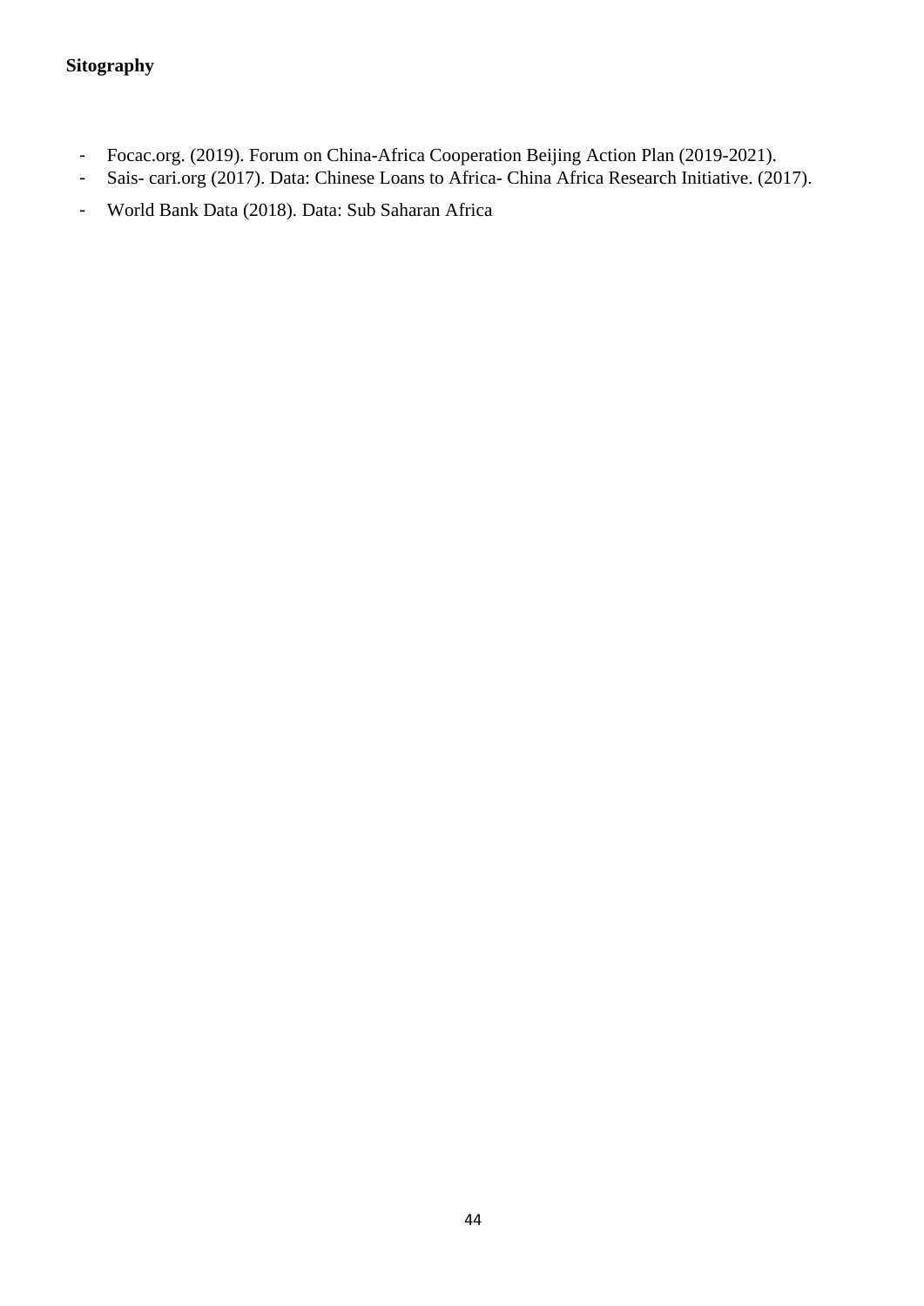**Sitography**

- Focac.org. (2019). Forum on China-Africa Cooperation Beijing Action Plan (2019-2021).
- Sais- cari.org (2017). Data: Chinese Loans to Africa- China Africa Research Initiative. (2017).
- World Bank Data (2018). Data: Sub Saharan Africa